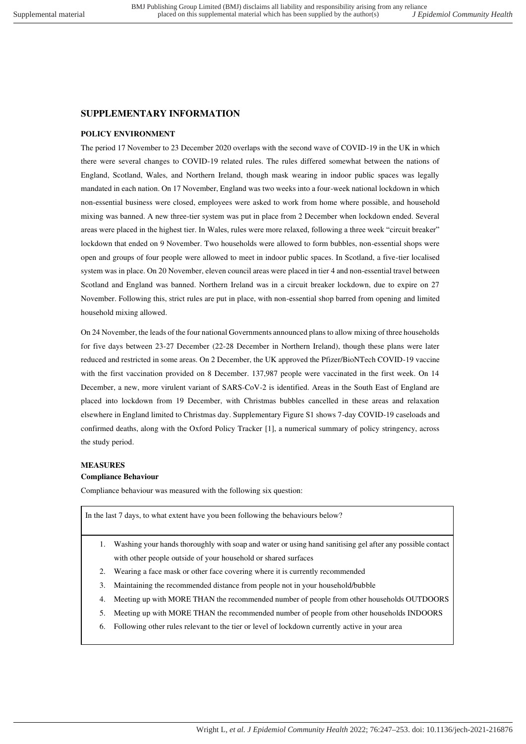# SUPPLEMENTARY INFORMATION

## POLICY ENVIRONMENT

The period 17 November to 23 December 2020 overlaps with the second wave of COVID-19 in the UK in which there were several changes to COVID-19 related rules. The rules differed somewhat between the nations of England, Scotland, Wales, and Northern Ireland, though mask wearing in indoor public spaces was legally mandated in each nation. On 17 November, England was two weeks into a four-week national lockdown in which non-essential business were closed, employees were asked to work from home where possible, and household mixing was banned. A new three-tier system was put in place from 2 December when lockdown ended. Several areas were placed in the highest tier. In Wales, rules were more relaxed, following a three week "circuit breaker" lockdown that ended on 9 November. Two households were allowed to form bubbles, non-essential shops were open and groups of four people were allowed to meet in indoor public spaces. In Scotland, a five-tier localised system was in place. On 20 November, eleven council areas were placed in tier 4 and non-essential travel between Scotland and England was banned. Northern Ireland was in a circuit breaker lockdown, due to expire on 27 November. Following this, strict rules are put in place, with non-essential shop barred from opening and limited household mixing allowed.

On 24 November, the leads of the four national Governments announced plans to allow mixing of three households for five days between 23-27 December (22-28 December in Northern Ireland), though these plans were later reduced and restricted in some areas. On 2 December, the UK approved the Pfizer/BioNTech COVID-19 vaccine with the first vaccination provided on 8 December. 137,987 people were vaccinated in the first week. On 14 December, a new, more virulent variant of SARS-CoV-2 is identified. Areas in the South East of England are placed into lockdown from 19 December, with Christmas bubbles cancelled in these areas and relaxation elsewhere in England limited to Christmas day. Supplementary Figure S1 shows 7-day COVID-19 caseloads and confirmed deaths, along with the Oxford Policy Tracker [1], a numerical summary of policy stringency, across the study period.

## MEASURES

### Compliance Behaviour

Compliance behaviour was measured with the following six question:

In the last 7 days, to what extent have you been following the behaviours below?

1. Washing your hands thoroughly with soap and water or using hand sanitising gel after any possible contact with other people outside of your household or shared surfaces
2. Wearing a face mask or other face covering where it is currently recommended
3. Maintaining the recommended distance from people not in your household/bubble
4. Meeting up with MORE THAN the recommended number of people from other households OUTDOORS
5. Meeting up with MORE THAN the recommended number of people from other households INDOORS
6. Following other rules relevant to the tier or level of lockdown currently active in your area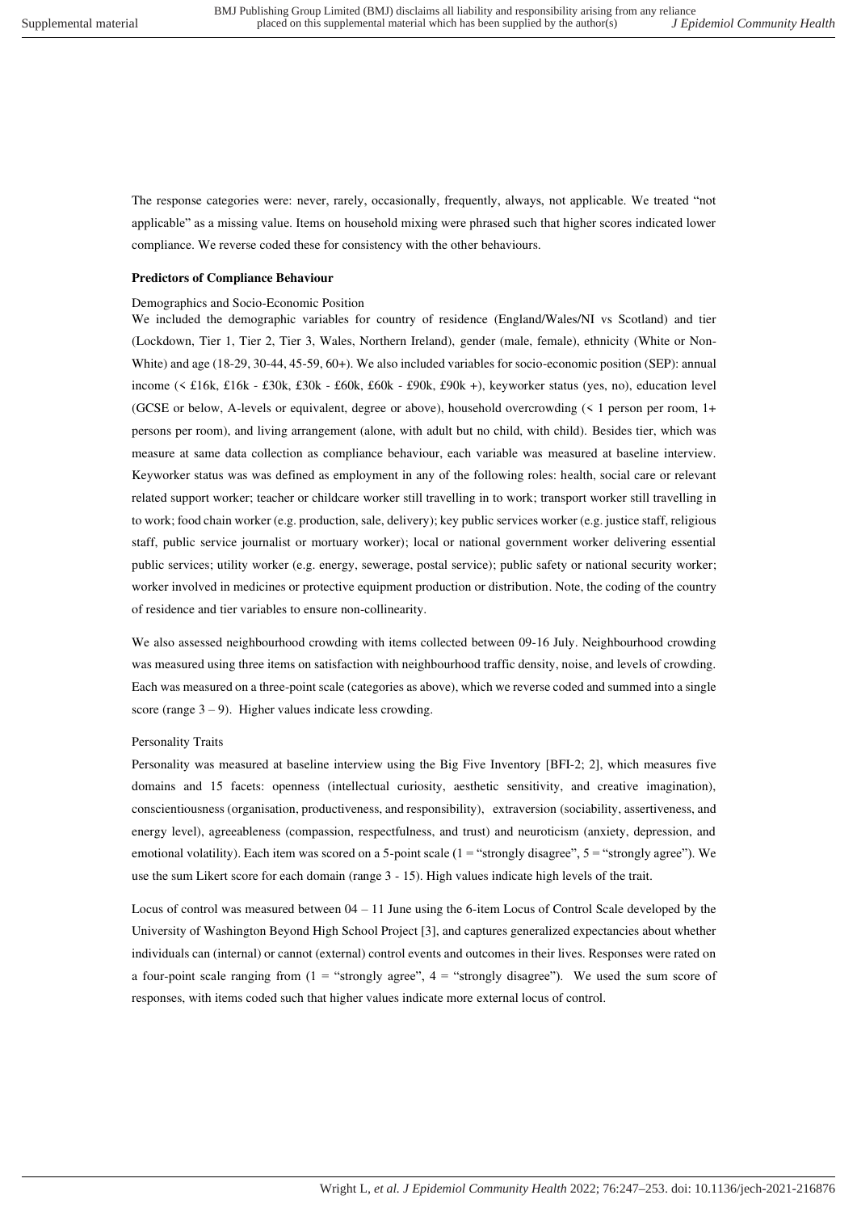The response categories were: never, rarely, occasionally, frequently, always, not applicable. We treated "not applicable" as a missing value. Items on household mixing were phrased such that higher scores indicated lower compliance. We reverse coded these for consistency with the other behaviours.

**Predictors of Compliance Behaviour**

Demographics and Socio-Economic Position

We included the demographic variables for country of residence (England/Wales/NI vs Scotland) and tier (Lockdown, Tier 1, Tier 2, Tier 3, Wales, Northern Ireland), gender (male, female), ethnicity (White or Non-White) and age (18-29, 30-44, 45-59, 60+). We also included variables for socio-economic position (SEP): annual income (< £16k, £16k - £30k, £30k - £60k, £60k - £90k, £90k +), keyworker status (yes, no), education level (GCSE or below, A-levels or equivalent, degree or above), household overcrowding (< 1 person per room, 1+ persons per room), and living arrangement (alone, with adult but no child, with child). Besides tier, which was measure at same data collection as compliance behaviour, each variable was measured at baseline interview. Keyworker status was was defined as employment in any of the following roles: health, social care or relevant related support worker; teacher or childcare worker still travelling in to work; transport worker still travelling in to work; food chain worker (e.g. production, sale, delivery); key public services worker (e.g. justice staff, religious staff, public service journalist or mortuary worker); local or national government worker delivering essential public services; utility worker (e.g. energy, sewerage, postal service); public safety or national security worker; worker involved in medicines or protective equipment production or distribution. Note, the coding of the country of residence and tier variables to ensure non-collinearity.

We also assessed neighbourhood crowding with items collected between 09-16 July. Neighbourhood crowding was measured using three items on satisfaction with neighbourhood traffic density, noise, and levels of crowding. Each was measured on a three-point scale (categories as above), which we reverse coded and summed into a single score (range 3 – 9). Higher values indicate less crowding.

Personality Traits

Personality was measured at baseline interview using the Big Five Inventory [BFI-2; 2], which measures five domains and 15 facets: openness (intellectual curiosity, aesthetic sensitivity, and creative imagination), conscientiousness (organisation, productiveness, and responsibility), extraversion (sociability, assertiveness, and energy level), agreeableness (compassion, respectfulness, and trust) and neuroticism (anxiety, depression, and emotional volatility). Each item was scored on a 5-point scale (1 = "strongly disagree", 5 = "strongly agree"). We use the sum Likert score for each domain (range 3 - 15). High values indicate high levels of the trait.

Locus of control was measured between 04 – 11 June using the 6-item Locus of Control Scale developed by the University of Washington Beyond High School Project [3], and captures generalized expectancies about whether individuals can (internal) or cannot (external) control events and outcomes in their lives. Responses were rated on a four-point scale ranging from (1 = "strongly agree", 4 = "strongly disagree"). We used the sum score of responses, with items coded such that higher values indicate more external locus of control.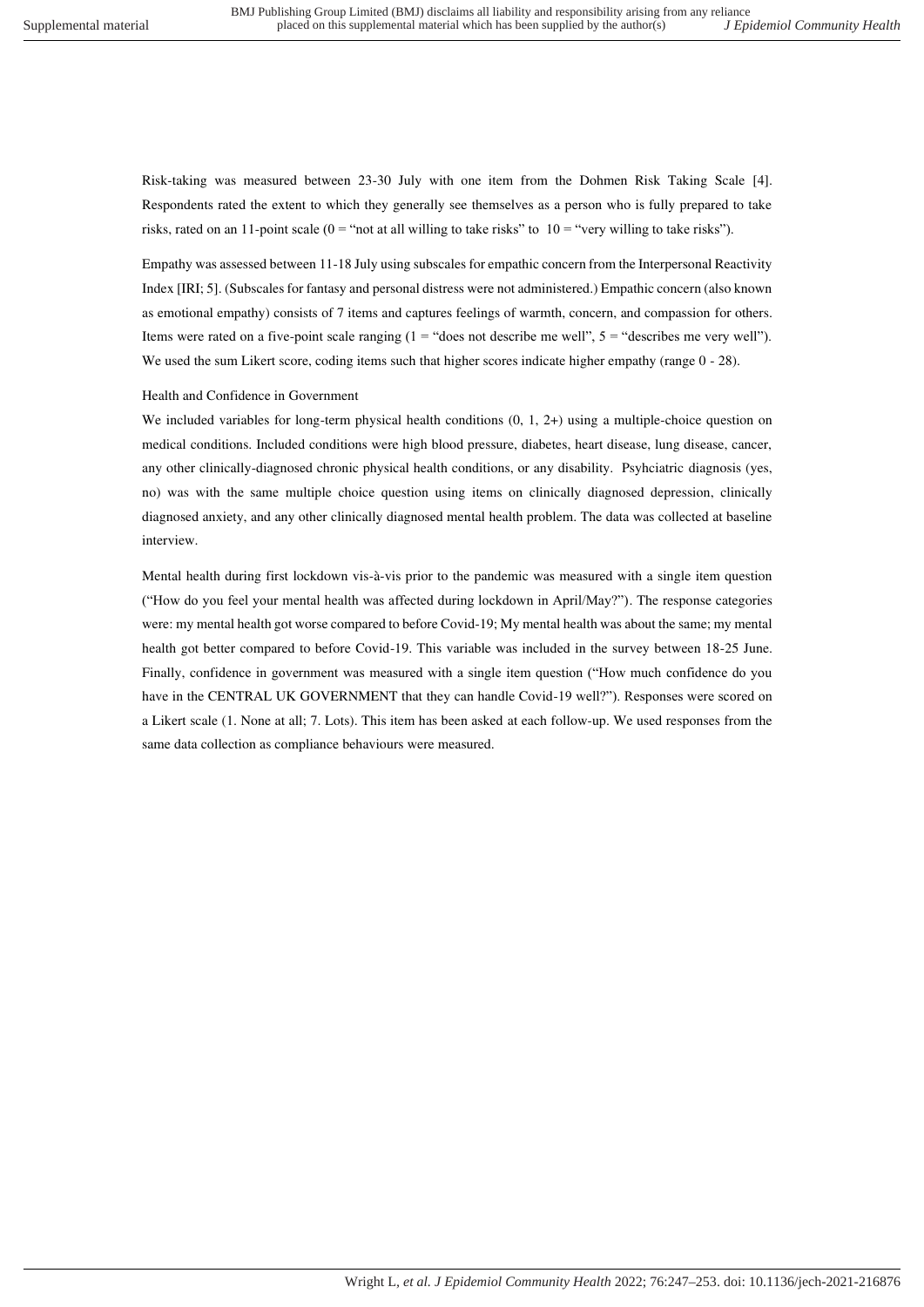Risk-taking was measured between 23-30 July with one item from the Dohmen Risk Taking Scale [4]. Respondents rated the extent to which they generally see themselves as a person who is fully prepared to take risks, rated on an 11-point scale (0 = "not at all willing to take risks" to 10 = "very willing to take risks").

Empathy was assessed between 11-18 July using subscales for empathic concern from the Interpersonal Reactivity Index [IRI; 5]. (Subscales for fantasy and personal distress were not administered.) Empathic concern (also known as emotional empathy) consists of 7 items and captures feelings of warmth, concern, and compassion for others. Items were rated on a five-point scale ranging (1 = "does not describe me well", 5 = "describes me very well"). We used the sum Likert score, coding items such that higher scores indicate higher empathy (range 0 - 28).

Health and Confidence in Government

We included variables for long-term physical health conditions (0, 1, 2+) using a multiple-choice question on medical conditions. Included conditions were high blood pressure, diabetes, heart disease, lung disease, cancer, any other clinically-diagnosed chronic physical health conditions, or any disability. Psyhciatric diagnosis (yes, no) was with the same multiple choice question using items on clinically diagnosed depression, clinically diagnosed anxiety, and any other clinically diagnosed mental health problem. The data was collected at baseline interview.

Mental health during first lockdown vis-à-vis prior to the pandemic was measured with a single item question ("How do you feel your mental health was affected during lockdown in April/May?"). The response categories were: my mental health got worse compared to before Covid-19; My mental health was about the same; my mental health got better compared to before Covid-19. This variable was included in the survey between 18-25 June. Finally, confidence in government was measured with a single item question ("How much confidence do you have in the CENTRAL UK GOVERNMENT that they can handle Covid-19 well?"). Responses were scored on a Likert scale (1. None at all; 7. Lots). This item has been asked at each follow-up. We used responses from the same data collection as compliance behaviours were measured.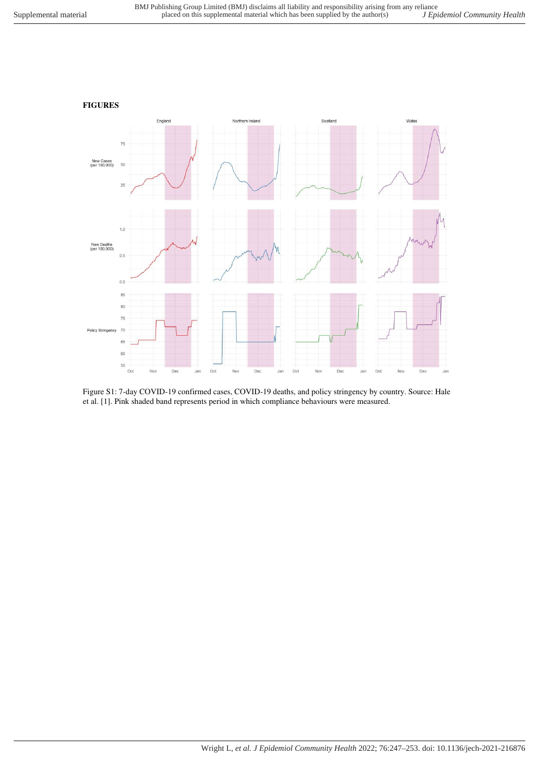**FIGURES**

Figure S1: 7-day COVID-19 confirmed cases, COVID-19 deaths, and policy stringency by country. Source: Hale et al. [1]. Pink shaded band represents period in which compliance behaviours were measured.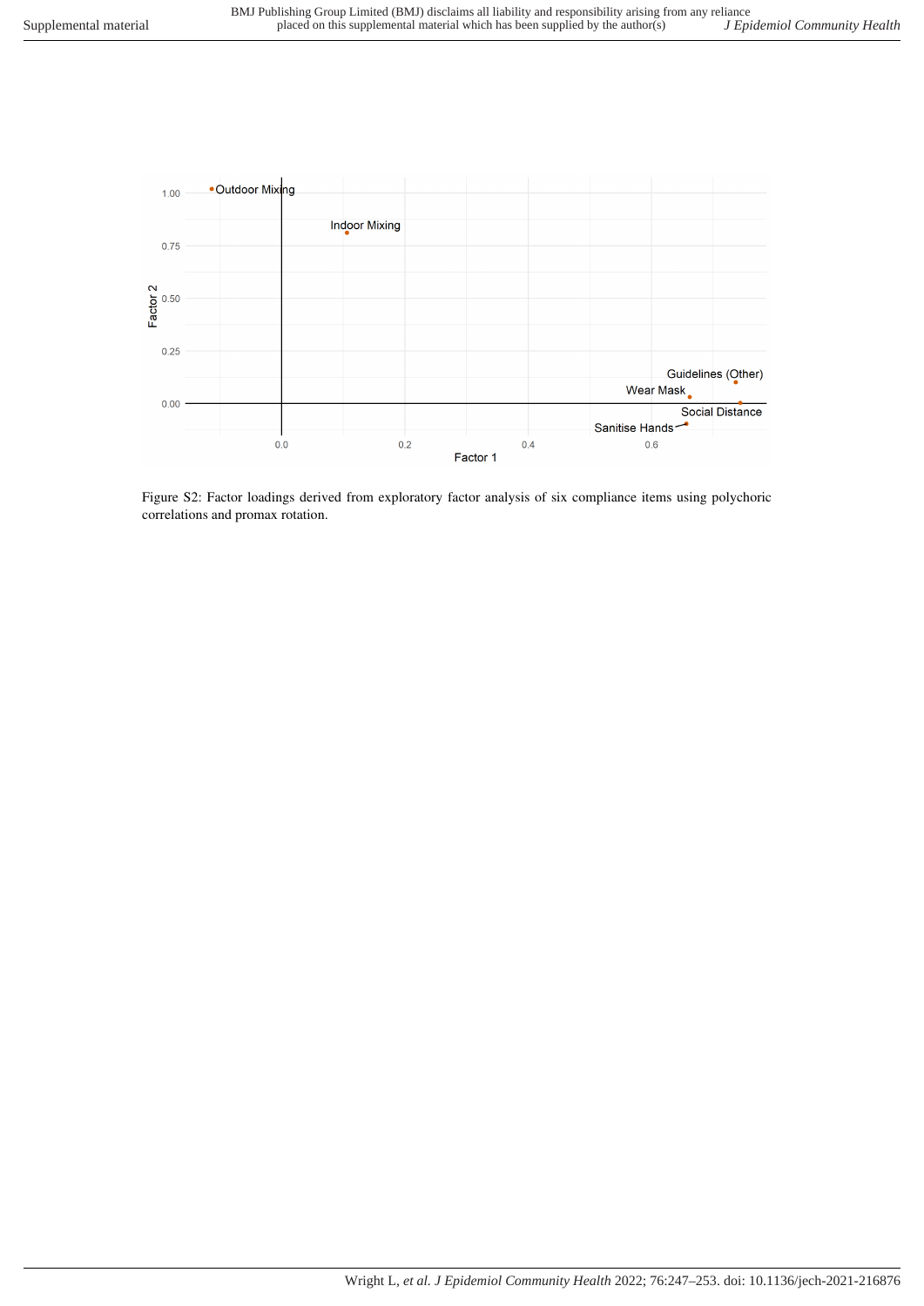Figure S2: Factor loadings derived from exploratory factor analysis of six compliance items using polychoric correlations and promax rotation.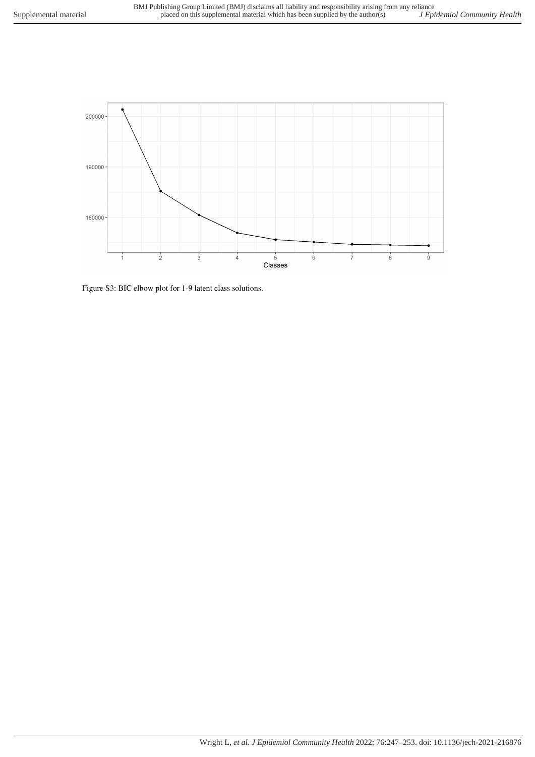Figure S3: BIC elbow plot for 1-9 latent class solutions.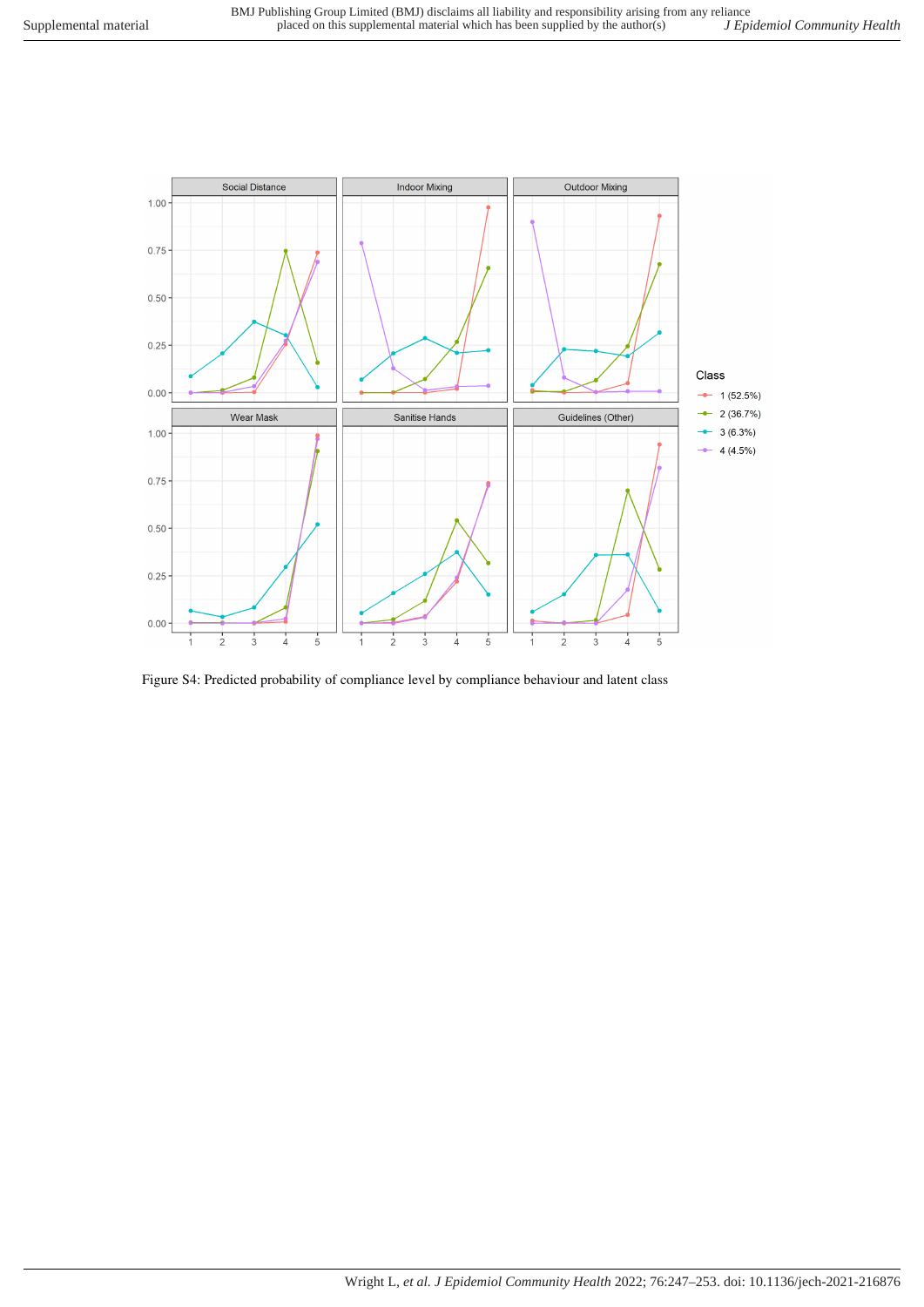Figure S4: Predicted probability of compliance level by compliance behaviour and latent class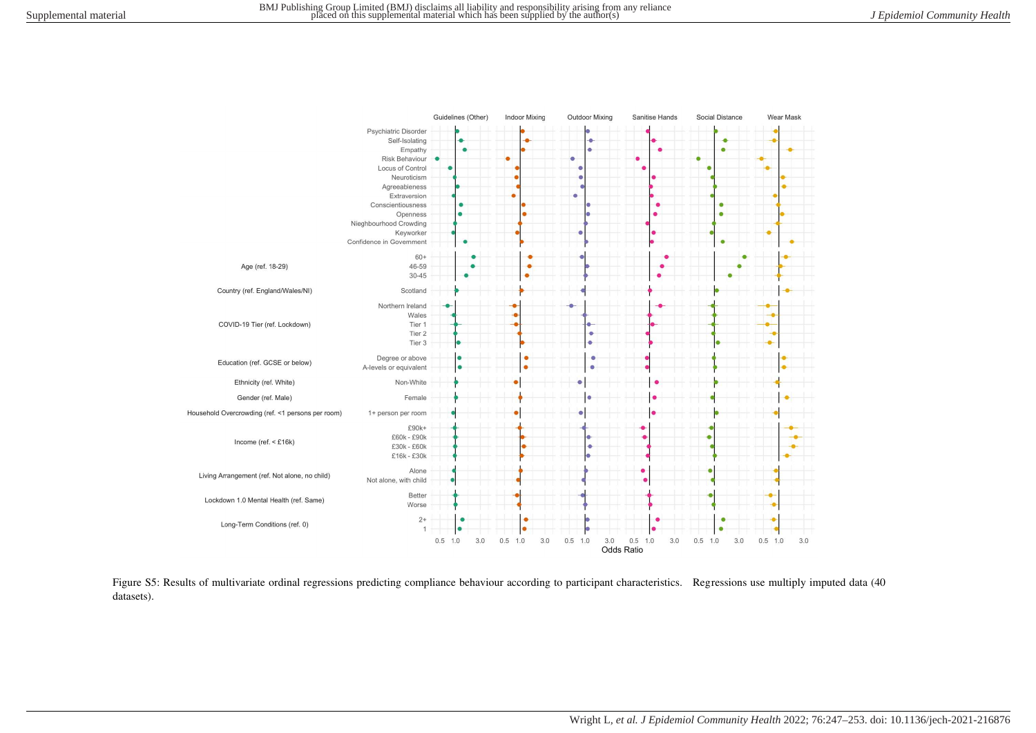Figure S5: Results of multivariate ordinal regressions predicting compliance behaviour according to participant characteristics. Regressions use multiply imputed data (40 datasets).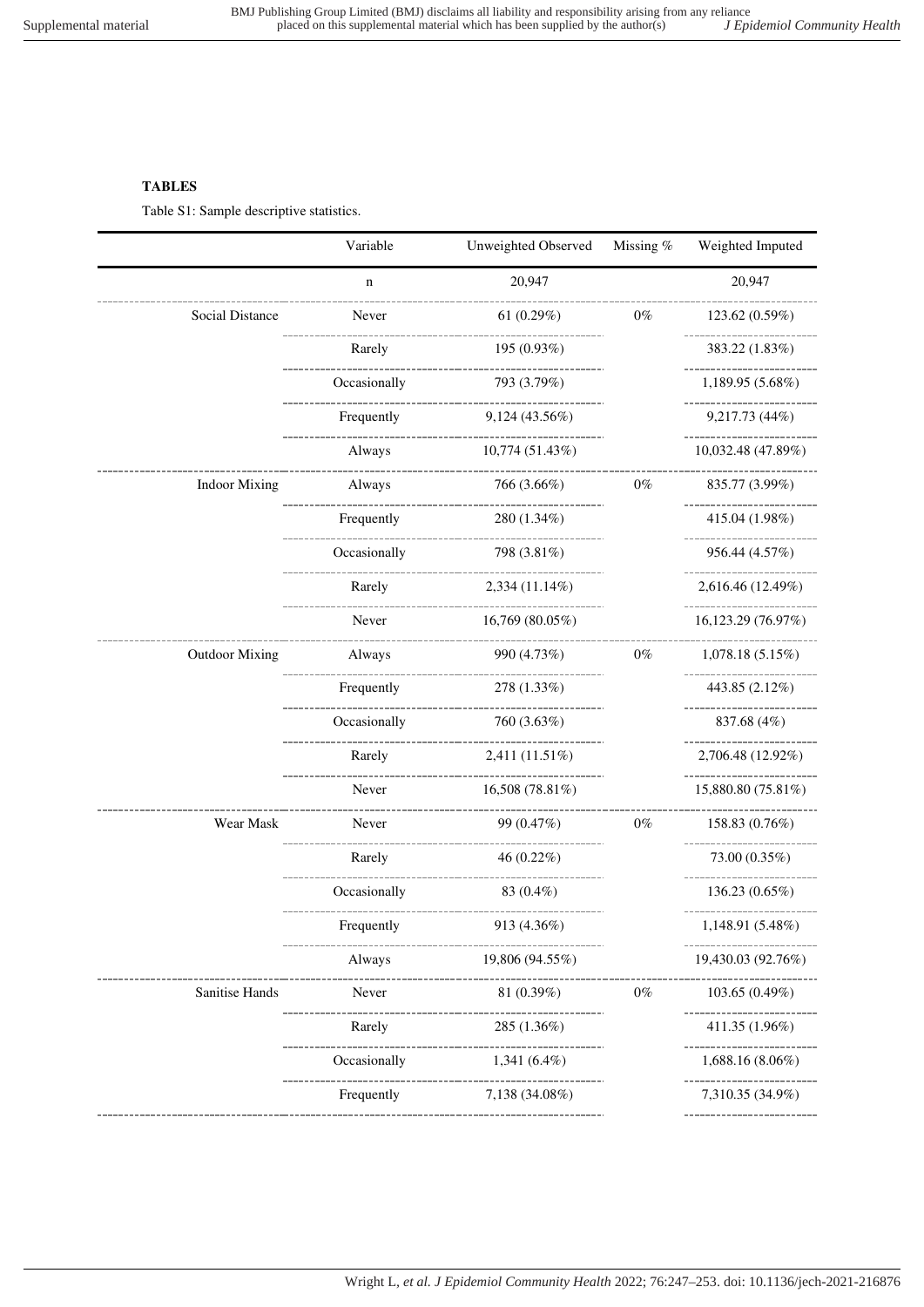**TABLES**

Table S1: Sample descriptive statistics.

| | Variable | Unweighted Observed | Missing % | Weighted Imputed |
|---|---|---|---|---|
| | n | 20,947 | | 20,947 |
| Social Distance | Never | 61 (0.29%) | 0% | 123.62 (0.59%) |
| | Rarely | 195 (0.93%) | | 383.22 (1.83%) |
| | Occasionally | 793 (3.79%) | | 1,189.95 (5.68%) |
| | Frequently | 9,124 (43.56%) | | 9,217.73 (44%) |
| | Always | 10,774 (51.43%) | | 10,032.48 (47.89%) |
| Indoor Mixing | Always | 766 (3.66%) | 0% | 835.77 (3.99%) |
| | Frequently | 280 (1.34%) | | 415.04 (1.98%) |
| | Occasionally | 798 (3.81%) | | 956.44 (4.57%) |
| | Rarely | 2,334 (11.14%) | | 2,616.46 (12.49%) |
| | Never | 16,769 (80.05%) | | 16,123.29 (76.97%) |
| Outdoor Mixing | Always | 990 (4.73%) | 0% | 1,078.18 (5.15%) |
| | Frequently | 278 (1.33%) | | 443.85 (2.12%) |
| | Occasionally | 760 (3.63%) | | 837.68 (4%) |
| | Rarely | 2,411 (11.51%) | | 2,706.48 (12.92%) |
| | Never | 16,508 (78.81%) | | 15,880.80 (75.81%) |
| Wear Mask | Never | 99 (0.47%) | 0% | 158.83 (0.76%) |
| | Rarely | 46 (0.22%) | | 73.00 (0.35%) |
| | Occasionally | 83 (0.4%) | | 136.23 (0.65%) |
| | Frequently | 913 (4.36%) | | 1,148.91 (5.48%) |
| | Always | 19,806 (94.55%) | | 19,430.03 (92.76%) |
| Sanitise Hands | Never | 81 (0.39%) | 0% | 103.65 (0.49%) |
| | Rarely | 285 (1.36%) | | 411.35 (1.96%) |
| | Occasionally | 1,341 (6.4%) | | 1,688.16 (8.06%) |
| | Frequently | 7,138 (34.08%) | | 7,310.35 (34.9%) |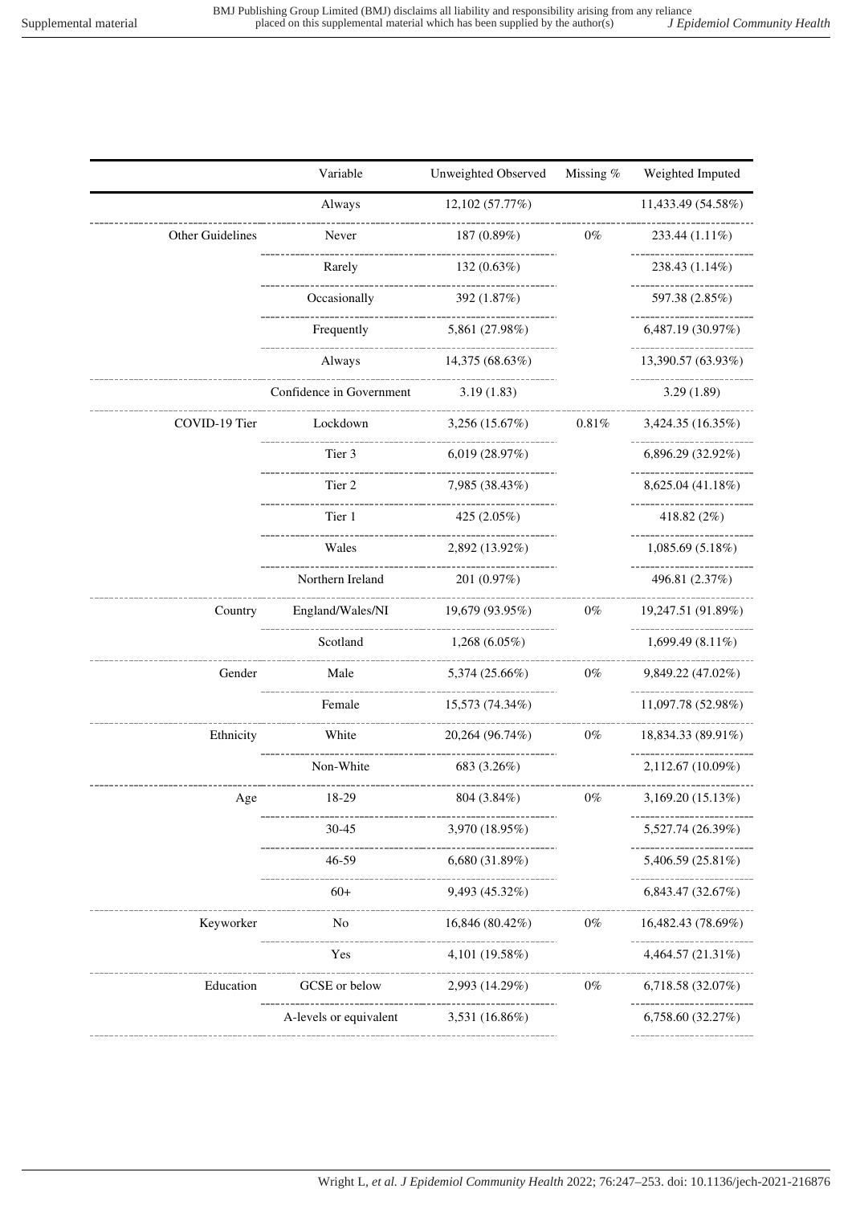| | Variable | Unweighted Observed | Missing % | Weighted Imputed |
|---|---|---|---|---|
| | Always | 12,102 (57.77%) | | 11,433.49 (54.58%) |
| Other Guidelines | Never | 187 (0.89%) | 0% | 233.44 (1.11%) |
| | Rarely | 132 (0.63%) | | 238.43 (1.14%) |
| | Occasionally | 392 (1.87%) | | 597.38 (2.85%) |
| | Frequently | 5,861 (27.98%) | | 6,487.19 (30.97%) |
| | Always | 14,375 (68.63%) | | 13,390.57 (63.93%) |
| | Confidence in Government | 3.19 (1.83) | | 3.29 (1.89) |
| COVID-19 Tier | Lockdown | 3,256 (15.67%) | 0.81% | 3,424.35 (16.35%) |
| | Tier 3 | 6,019 (28.97%) | | 6,896.29 (32.92%) |
| | Tier 2 | 7,985 (38.43%) | | 8,625.04 (41.18%) |
| | Tier 1 | 425 (2.05%) | | 418.82 (2%) |
| | Wales | 2,892 (13.92%) | | 1,085.69 (5.18%) |
| | Northern Ireland | 201 (0.97%) | | 496.81 (2.37%) |
| Country | England/Wales/NI | 19,679 (93.95%) | 0% | 19,247.51 (91.89%) |
| | Scotland | 1,268 (6.05%) | | 1,699.49 (8.11%) |
| Gender | Male | 5,374 (25.66%) | 0% | 9,849.22 (47.02%) |
| | Female | 15,573 (74.34%) | | 11,097.78 (52.98%) |
| Ethnicity | White | 20,264 (96.74%) | 0% | 18,834.33 (89.91%) |
| | Non-White | 683 (3.26%) | | 2,112.67 (10.09%) |
| Age | 18-29 | 804 (3.84%) | 0% | 3,169.20 (15.13%) |
| | 30-45 | 3,970 (18.95%) | | 5,527.74 (26.39%) |
| | 46-59 | 6,680 (31.89%) | | 5,406.59 (25.81%) |
| | 60+ | 9,493 (45.32%) | | 6,843.47 (32.67%) |
| Keyworker | No | 16,846 (80.42%) | 0% | 16,482.43 (78.69%) |
| | Yes | 4,101 (19.58%) | | 4,464.57 (21.31%) |
| Education | GCSE or below | 2,993 (14.29%) | 0% | 6,718.58 (32.07%) |
| | A-levels or equivalent | 3,531 (16.86%) | | 6,758.60 (32.27%) |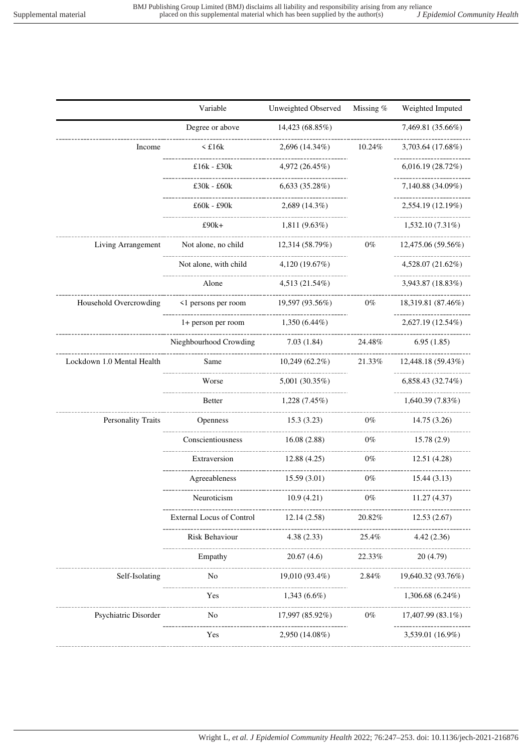| | Variable | Unweighted Observed | Missing % | Weighted Imputed |
|---|---|---|---|---|
| | Degree or above | 14,423 (68.85%) | | 7,469.81 (35.66%) |
| Income | < £16k | 2,696 (14.34%) | 10.24% | 3,703.64 (17.68%) |
| | £16k - £30k | 4,972 (26.45%) | | 6,016.19 (28.72%) |
| | £30k - £60k | 6,633 (35.28%) | | 7,140.88 (34.09%) |
| | £60k - £90k | 2,689 (14.3%) | | 2,554.19 (12.19%) |
| | £90k+ | 1,811 (9.63%) | | 1,532.10 (7.31%) |
| Living Arrangement | Not alone, no child | 12,314 (58.79%) | 0% | 12,475.06 (59.56%) |
| | Not alone, with child | 4,120 (19.67%) | | 4,528.07 (21.62%) |
| | Alone | 4,513 (21.54%) | | 3,943.87 (18.83%) |
| Household Overcrowding | <1 persons per room | 19,597 (93.56%) | 0% | 18,319.81 (87.46%) |
| | 1+ person per room | 1,350 (6.44%) | | 2,627.19 (12.54%) |
| | Nieghbourhood Crowding | 7.03 (1.84) | 24.48% | 6.95 (1.85) |
| Lockdown 1.0 Mental Health | Same | 10,249 (62.2%) | 21.33% | 12,448.18 (59.43%) |
| | Worse | 5,001 (30.35%) | | 6,858.43 (32.74%) |
| | Better | 1,228 (7.45%) | | 1,640.39 (7.83%) |
| Personality Traits | Openness | 15.3 (3.23) | 0% | 14.75 (3.26) |
| | Conscientiousness | 16.08 (2.88) | 0% | 15.78 (2.9) |
| | Extraversion | 12.88 (4.25) | 0% | 12.51 (4.28) |
| | Agreeableness | 15.59 (3.01) | 0% | 15.44 (3.13) |
| | Neuroticism | 10.9 (4.21) | 0% | 11.27 (4.37) |
| | External Locus of Control | 12.14 (2.58) | 20.82% | 12.53 (2.67) |
| | Risk Behaviour | 4.38 (2.33) | 25.4% | 4.42 (2.36) |
| | Empathy | 20.67 (4.6) | 22.33% | 20 (4.79) |
| Self-Isolating | No | 19,010 (93.4%) | 2.84% | 19,640.32 (93.76%) |
| | Yes | 1,343 (6.6%) | | 1,306.68 (6.24%) |
| Psychiatric Disorder | No | 17,997 (85.92%) | 0% | 17,407.99 (83.1%) |
| | Yes | 2,950 (14.08%) | | 3,539.01 (16.9%) |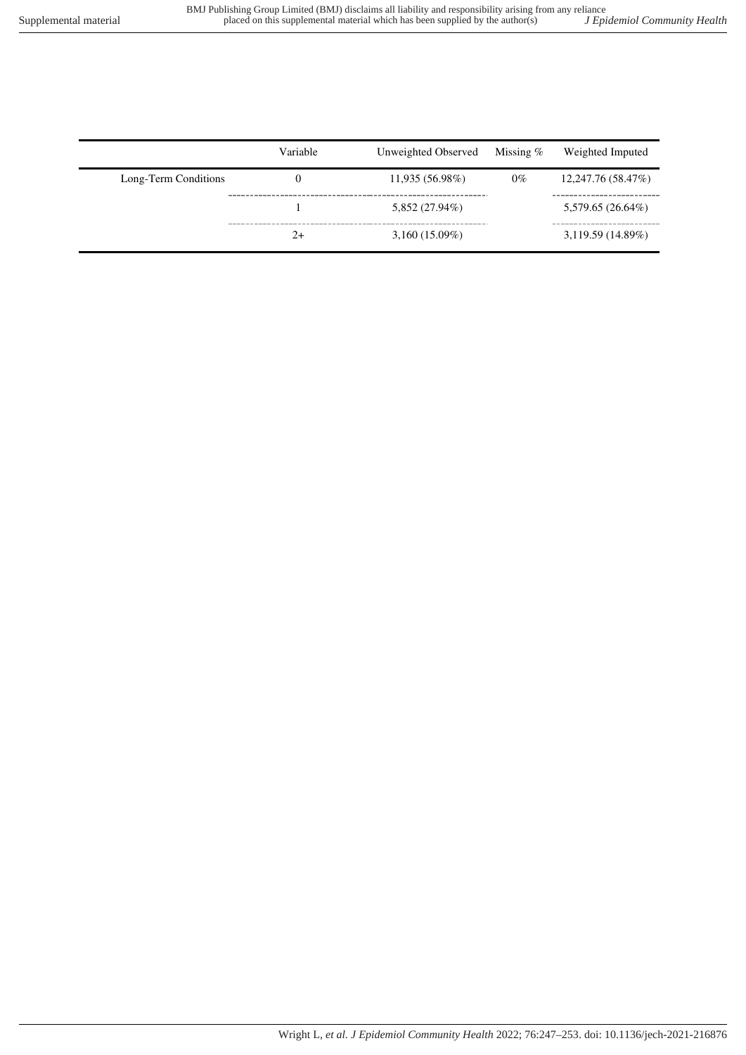| | Variable | Unweighted Observed | Missing % | Weighted Imputed |
|---|---|---|---|---|
| Long-Term Conditions | 0 | 11,935 (56.98%) | 0% | 12,247.76 (58.47%) |
| | 1 | 5,852 (27.94%) | | 5,579.65 (26.64%) |
| | 2+ | 3,160 (15.09%) | | 3,119.59 (14.89%) |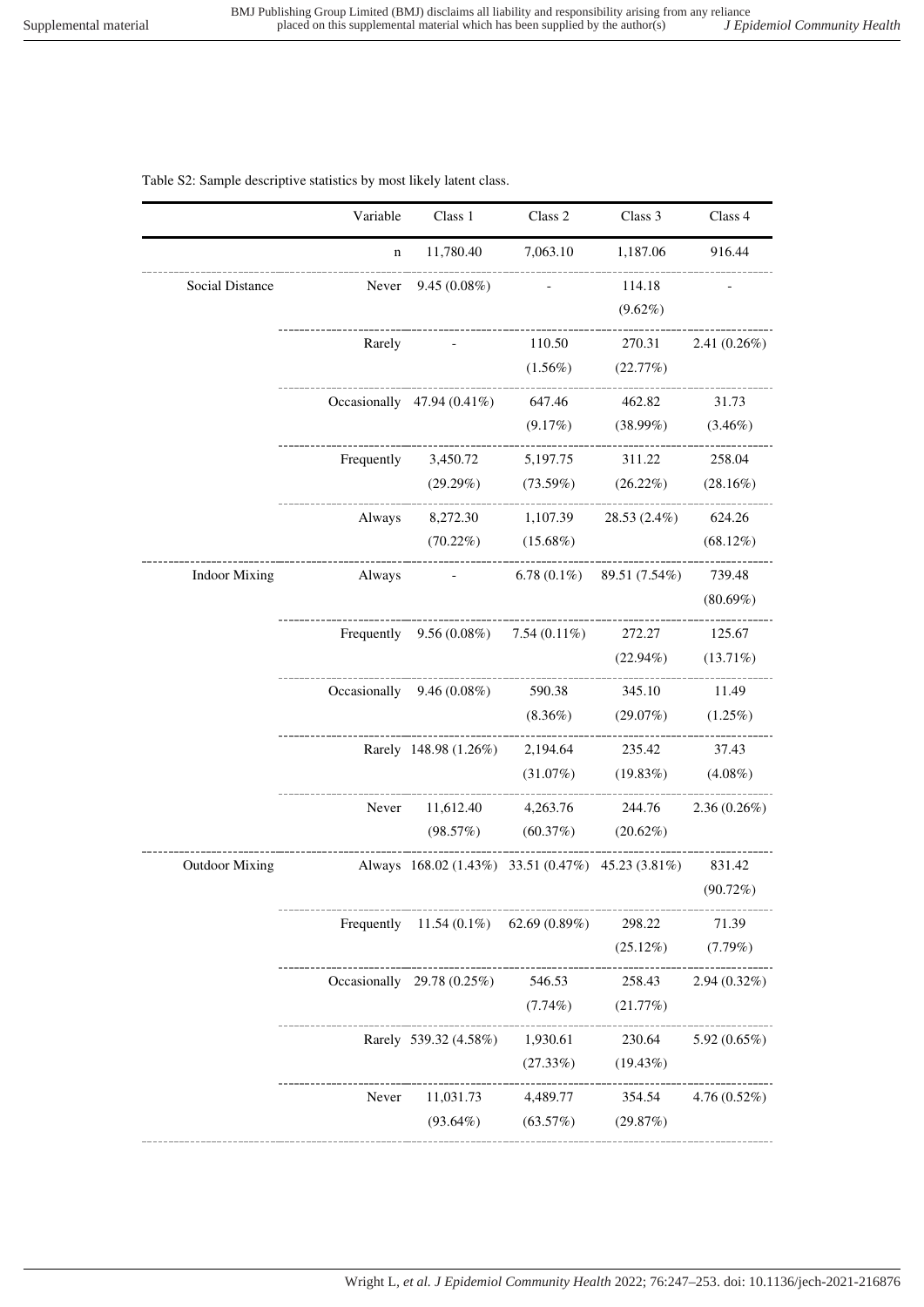Table S2: Sample descriptive statistics by most likely latent class.

| | Variable | Class 1 | Class 2 | Class 3 | Class 4 |
|---|---|---|---|---|---|
| | n | 11,780.40 | 7,063.10 | 1,187.06 | 916.44 |
| Social Distance | Never | 9.45 (0.08%) | - | 114.18 (9.62%) | - |
| | Rarely | - | 110.50 (1.56%) | 270.31 (22.77%) | 2.41 (0.26%) |
| | Occasionally | 47.94 (0.41%) | 647.46 (9.17%) | 462.82 (38.99%) | 31.73 (3.46%) |
| | Frequently | 3,450.72 (29.29%) | 5,197.75 (73.59%) | 311.22 (26.22%) | 258.04 (28.16%) |
| | Always | 8,272.30 (70.22%) | 1,107.39 (15.68%) | 28.53 (2.4%) | 624.26 (68.12%) |
| Indoor Mixing | Always | - | 6.78 (0.1%) | 89.51 (7.54%) | 739.48 (80.69%) |
| | Frequently | 9.56 (0.08%) | 7.54 (0.11%) | 272.27 (22.94%) | 125.67 (13.71%) |
| | Occasionally | 9.46 (0.08%) | 590.38 (8.36%) | 345.10 (29.07%) | 11.49 (1.25%) |
| | Rarely | 148.98 (1.26%) | 2,194.64 (31.07%) | 235.42 (19.83%) | 37.43 (4.08%) |
| | Never | 11,612.40 (98.57%) | 4,263.76 (60.37%) | 244.76 (20.62%) | 2.36 (0.26%) |
| Outdoor Mixing | Always | 168.02 (1.43%) | 33.51 (0.47%) | 45.23 (3.81%) | 831.42 (90.72%) |
| | Frequently | 11.54 (0.1%) | 62.69 (0.89%) | 298.22 (25.12%) | 71.39 (7.79%) |
| | Occasionally | 29.78 (0.25%) | 546.53 (7.74%) | 258.43 (21.77%) | 2.94 (0.32%) |
| | Rarely | 539.32 (4.58%) | 1,930.61 (27.33%) | 230.64 (19.43%) | 5.92 (0.65%) |
| | Never | 11,031.73 (93.64%) | 4,489.77 (63.57%) | 354.54 (29.87%) | 4.76 (0.52%) |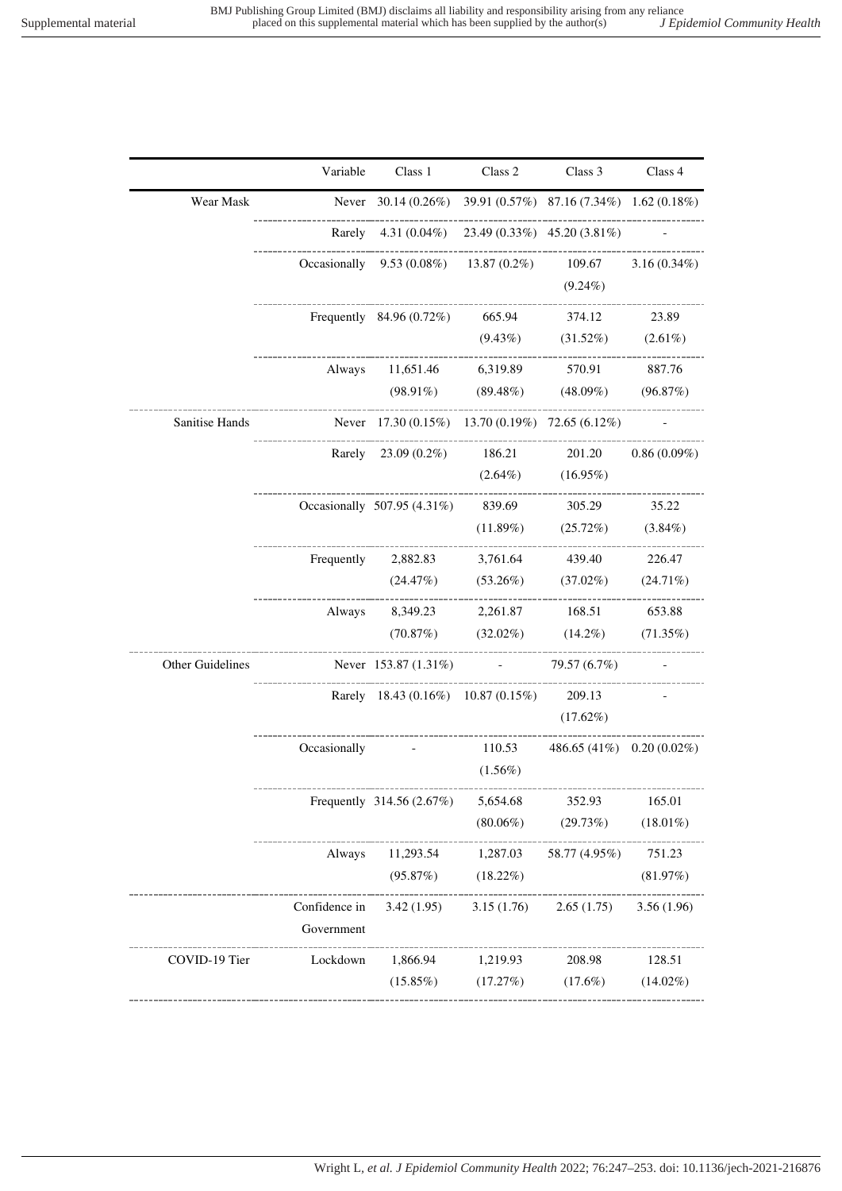| | Variable | Class 1 | Class 2 | Class 3 | Class 4 |
|---|---|---|---|---|---|
| Wear Mask | Never | 30.14 (0.26%) | 39.91 (0.57%) | 87.16 (7.34%) | 1.62 (0.18%) |
| | Rarely | 4.31 (0.04%) | 23.49 (0.33%) | 45.20 (3.81%) | - |
| | Occasionally | 9.53 (0.08%) | 13.87 (0.2%) | 109.67 (9.24%) | 3.16 (0.34%) |
| | Frequently | 84.96 (0.72%) | 665.94 (9.43%) | 374.12 (31.52%) | 23.89 (2.61%) |
| | Always | 11,651.46 (98.91%) | 6,319.89 (89.48%) | 570.91 (48.09%) | 887.76 (96.87%) |
| Sanitise Hands | Never | 17.30 (0.15%) | 13.70 (0.19%) | 72.65 (6.12%) | - |
| | Rarely | 23.09 (0.2%) | 186.21 (2.64%) | 201.20 (16.95%) | 0.86 (0.09%) |
| | Occasionally | 507.95 (4.31%) | 839.69 (11.89%) | 305.29 (25.72%) | 35.22 (3.84%) |
| | Frequently | 2,882.83 (24.47%) | 3,761.64 (53.26%) | 439.40 (37.02%) | 226.47 (24.71%) |
| | Always | 8,349.23 (70.87%) | 2,261.87 (32.02%) | 168.51 (14.2%) | 653.88 (71.35%) |
| Other Guidelines | Never | 153.87 (1.31%) | - | 79.57 (6.7%) | - |
| | Rarely | 18.43 (0.16%) | 10.87 (0.15%) | 209.13 (17.62%) | - |
| | Occasionally | - | 110.53 (1.56%) | 486.65 (41%) | 0.20 (0.02%) |
| | Frequently | 314.56 (2.67%) | 5,654.68 (80.06%) | 352.93 (29.73%) | 165.01 (18.01%) |
| | Always | 11,293.54 (95.87%) | 1,287.03 (18.22%) | 58.77 (4.95%) | 751.23 (81.97%) |
| | Confidence in Government | 3.42 (1.95) | 3.15 (1.76) | 2.65 (1.75) | 3.56 (1.96) |
| COVID-19 Tier | Lockdown | 1,866.94 (15.85%) | 1,219.93 (17.27%) | 208.98 (17.6%) | 128.51 (14.02%) |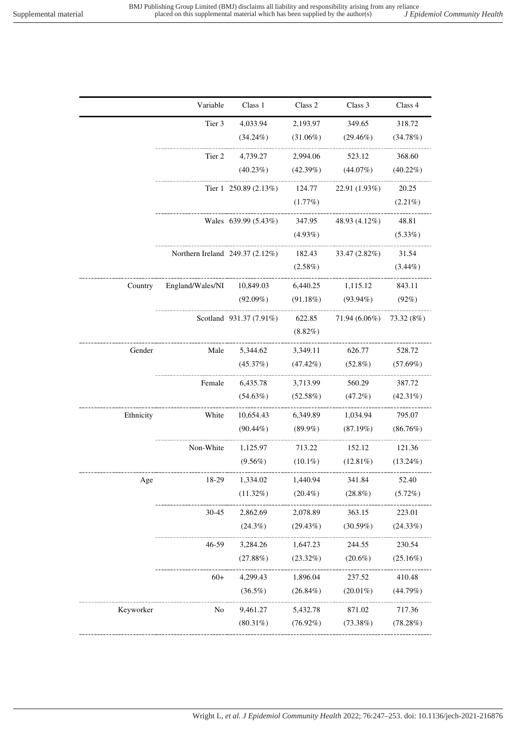| | Variable | Class 1 | Class 2 | Class 3 | Class 4 |
|---|---|---|---|---|---|
| | Tier 3 | 4,033.94 (34.24%) | 2,193.97 (31.06%) | 349.65 (29.46%) | 318.72 (34.78%) |
| | Tier 2 | 4,739.27 (40.23%) | 2,994.06 (42.39%) | 523.12 (44.07%) | 368.60 (40.22%) |
| | Tier 1 | 250.89 (2.13%) | 124.77 (1.77%) | 22.91 (1.93%) | 20.25 (2.21%) |
| | Wales | 639.99 (5.43%) | 347.95 (4.93%) | 48.93 (4.12%) | 48.81 (5.33%) |
| | Northern Ireland | 249.37 (2.12%) | 182.43 (2.58%) | 33.47 (2.82%) | 31.54 (3.44%) |
| Country | England/Wales/NI | 10,849.03 (92.09%) | 6,440.25 (91.18%) | 1,115.12 (93.94%) | 843.11 (92%) |
| | Scotland | 931.37 (7.91%) | 622.85 (8.82%) | 71.94 (6.06%) | 73.32 (8%) |
| Gender | Male | 5,344.62 (45.37%) | 3,349.11 (47.42%) | 626.77 (52.8%) | 528.72 (57.69%) |
| | Female | 6,435.78 (54.63%) | 3,713.99 (52.58%) | 560.29 (47.2%) | 387.72 (42.31%) |
| Ethnicity | White | 10,654.43 (90.44%) | 6,349.89 (89.9%) | 1,034.94 (87.19%) | 795.07 (86.76%) |
| | Non-White | 1,125.97 (9.56%) | 713.22 (10.1%) | 152.12 (12.81%) | 121.36 (13.24%) |
| Age | 18-29 | 1,334.02 (11.32%) | 1,440.94 (20.4%) | 341.84 (28.8%) | 52.40 (5.72%) |
| | 30-45 | 2,862.69 (24.3%) | 2,078.89 (29.43%) | 363.15 (30.59%) | 223.01 (24.33%) |
| | 46-59 | 3,284.26 (27.88%) | 1,647.23 (23.32%) | 244.55 (20.6%) | 230.54 (25.16%) |
| | 60+ | 4,299.43 (36.5%) | 1,896.04 (26.84%) | 237.52 (20.01%) | 410.48 (44.79%) |
| Keyworker | No | 9,461.27 (80.31%) | 5,432.78 (76.92%) | 871.02 (73.38%) | 717.36 (78.28%) |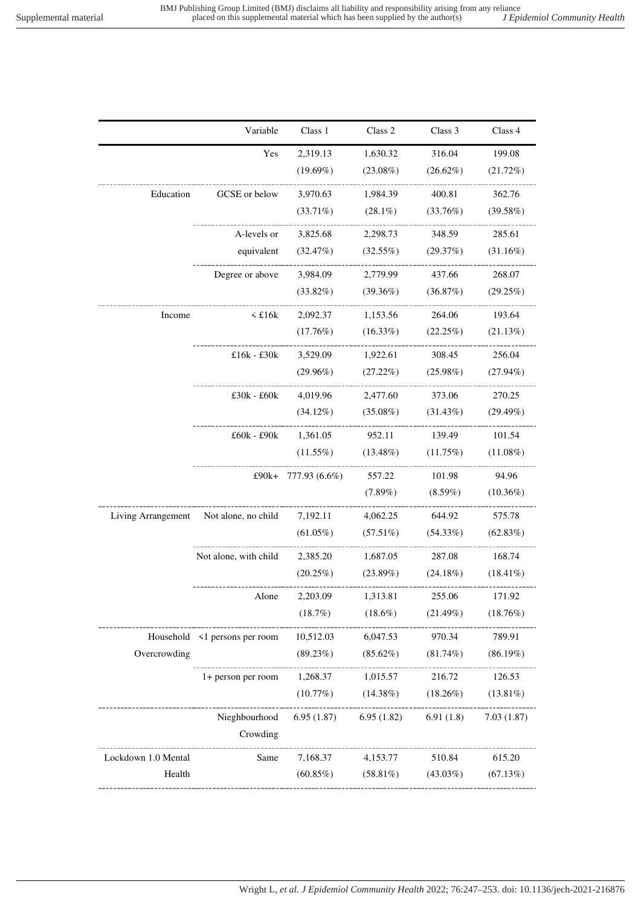| | Variable | Class 1 | Class 2 | Class 3 | Class 4 |
|---|---|---|---|---|---|
| | Yes | 2,319.13 (19.69%) | 1,630.32 (23.08%) | 316.04 (26.62%) | 199.08 (21.72%) |
| Education | GCSE or below | 3,970.63 (33.71%) | 1,984.39 (28.1%) | 400.81 (33.76%) | 362.76 (39.58%) |
| | A-levels or equivalent | 3,825.68 (32.47%) | 2,298.73 (32.55%) | 348.59 (29.37%) | 285.61 (31.16%) |
| | Degree or above | 3,984.09 (33.82%) | 2,779.99 (39.36%) | 437.66 (36.87%) | 268.07 (29.25%) |
| Income | < £16k | 2,092.37 (17.76%) | 1,153.56 (16.33%) | 264.06 (22.25%) | 193.64 (21.13%) |
| | £16k - £30k | 3,529.09 (29.96%) | 1,922.61 (27.22%) | 308.45 (25.98%) | 256.04 (27.94%) |
| | £30k - £60k | 4,019.96 (34.12%) | 2,477.60 (35.08%) | 373.06 (31.43%) | 270.25 (29.49%) |
| | £60k - £90k | 1,361.05 (11.55%) | 952.11 (13.48%) | 139.49 (11.75%) | 101.54 (11.08%) |
| | £90k+ | 777.93 (6.6%) | 557.22 (7.89%) | 101.98 (8.59%) | 94.96 (10.36%) |
| Living Arrangement | Not alone, no child | 7,192.11 (61.05%) | 4,062.25 (57.51%) | 644.92 (54.33%) | 575.78 (62.83%) |
| | Not alone, with child | 2,385.20 (20.25%) | 1,687.05 (23.89%) | 287.08 (24.18%) | 168.74 (18.41%) |
| | Alone | 2,203.09 (18.7%) | 1,313.81 (18.6%) | 255.06 (21.49%) | 171.92 (18.76%) |
| Household Overcrowding | <1 persons per room | 10,512.03 (89.23%) | 6,047.53 (85.62%) | 970.34 (81.74%) | 789.91 (86.19%) |
| | 1+ person per room | 1,268.37 (10.77%) | 1,015.57 (14.38%) | 216.72 (18.26%) | 126.53 (13.81%) |
| | Nieghbourhood Crowding | 6.95 (1.87) | 6.95 (1.82) | 6.91 (1.8) | 7.03 (1.87) |
| Lockdown 1.0 Mental Health | Same | 7,168.37 (60.85%) | 4,153.77 (58.81%) | 510.84 (43.03%) | 615.20 (67.13%) |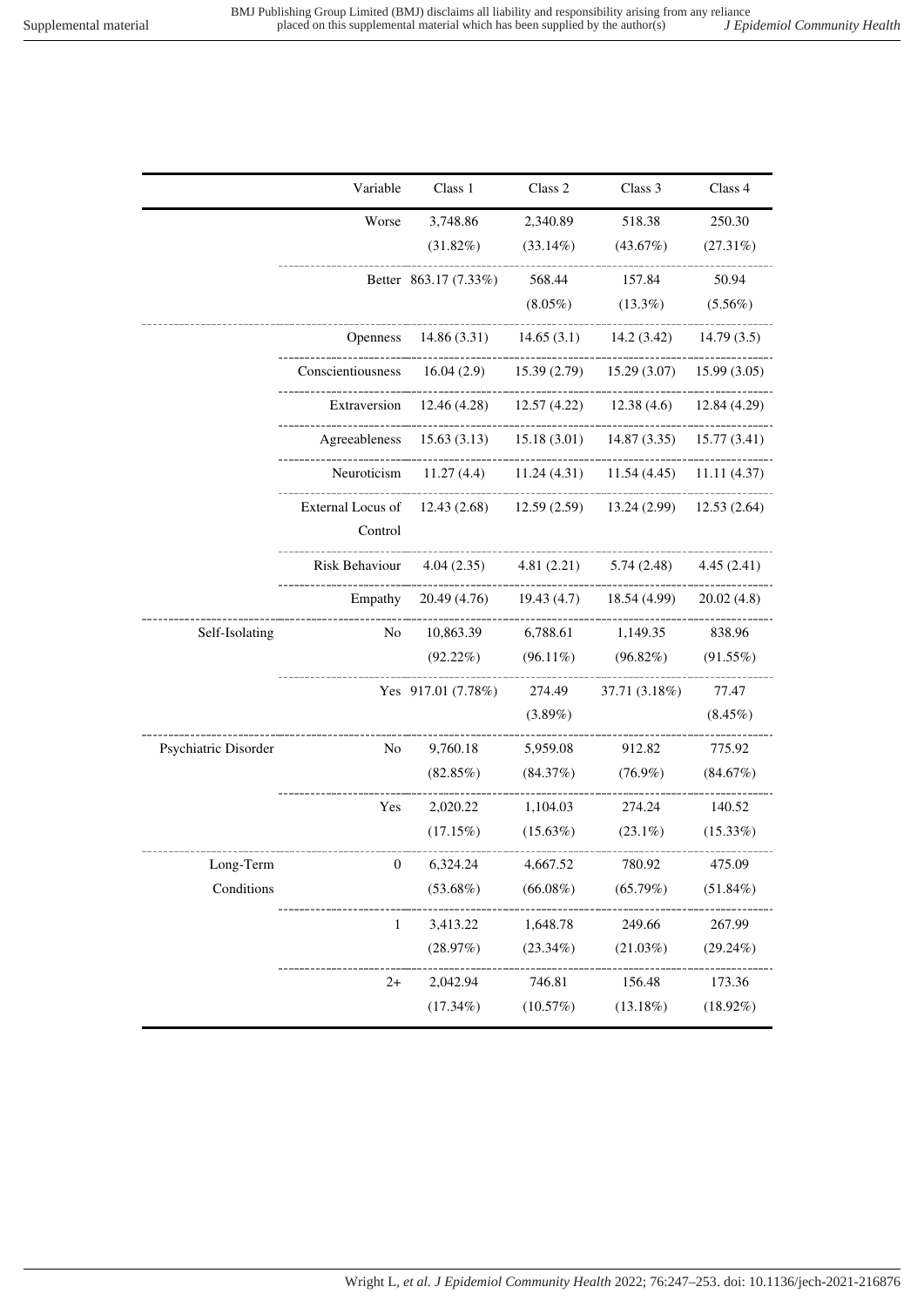| | Variable | Class 1 | Class 2 | Class 3 | Class 4 |
|---|---|---|---|---|---|
| | Worse | 3,748.86 (31.82%) | 2,340.89 (33.14%) | 518.38 (43.67%) | 250.30 (27.31%) |
| | Better | 863.17 (7.33%) | 568.44 (8.05%) | 157.84 (13.3%) | 50.94 (5.56%) |
| | Openness | 14.86 (3.31) | 14.65 (3.1) | 14.2 (3.42) | 14.79 (3.5) |
| | Conscientiousness | 16.04 (2.9) | 15.39 (2.79) | 15.29 (3.07) | 15.99 (3.05) |
| | Extraversion | 12.46 (4.28) | 12.57 (4.22) | 12.38 (4.6) | 12.84 (4.29) |
| | Agreeableness | 15.63 (3.13) | 15.18 (3.01) | 14.87 (3.35) | 15.77 (3.41) |
| | Neuroticism | 11.27 (4.4) | 11.24 (4.31) | 11.54 (4.45) | 11.11 (4.37) |
| | External Locus of Control | 12.43 (2.68) | 12.59 (2.59) | 13.24 (2.99) | 12.53 (2.64) |
| | Risk Behaviour | 4.04 (2.35) | 4.81 (2.21) | 5.74 (2.48) | 4.45 (2.41) |
| | Empathy | 20.49 (4.76) | 19.43 (4.7) | 18.54 (4.99) | 20.02 (4.8) |
| Self-Isolating | No | 10,863.39 (92.22%) | 6,788.61 (96.11%) | 1,149.35 (96.82%) | 838.96 (91.55%) |
| | Yes | 917.01 (7.78%) | 274.49 (3.89%) | 37.71 (3.18%) | 77.47 (8.45%) |
| Psychiatric Disorder | No | 9,760.18 (82.85%) | 5,959.08 (84.37%) | 912.82 (76.9%) | 775.92 (84.67%) |
| | Yes | 2,020.22 (17.15%) | 1,104.03 (15.63%) | 274.24 (23.1%) | 140.52 (15.33%) |
| Long-Term Conditions | 0 | 6,324.24 (53.68%) | 4,667.52 (66.08%) | 780.92 (65.79%) | 475.09 (51.84%) |
| | 1 | 3,413.22 (28.97%) | 1,648.78 (23.34%) | 249.66 (21.03%) | 267.99 (29.24%) |
| | 2+ | 2,042.94 (17.34%) | 746.81 (10.57%) | 156.48 (13.18%) | 173.36 (18.92%) |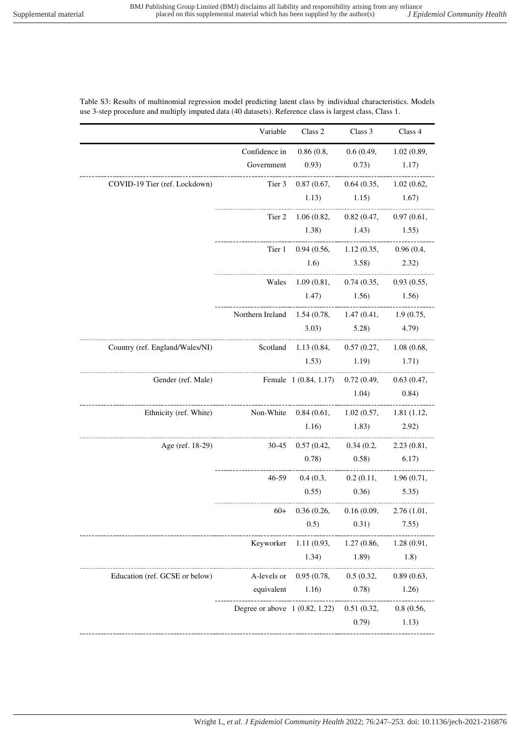Table S3: Results of multinomial regression model predicting latent class by individual characteristics. Models use 3-step procedure and multiply imputed data (40 datasets). Reference class is largest class, Class 1.

| | Variable | Class 2 | Class 3 | Class 4 |
|---|---|---|---|---|
| | Confidence in Government | 0.86 (0.8, 0.93) | 0.6 (0.49, 0.73) | 1.02 (0.89, 1.17) |
| COVID-19 Tier (ref. Lockdown) | Tier 3 | 0.87 (0.67, 1.13) | 0.64 (0.35, 1.15) | 1.02 (0.62, 1.67) |
| | Tier 2 | 1.06 (0.82, 1.38) | 0.82 (0.47, 1.43) | 0.97 (0.61, 1.55) |
| | Tier 1 | 0.94 (0.56, 1.6) | 1.12 (0.35, 3.58) | 0.96 (0.4, 2.32) |
| | Wales | 1.09 (0.81, 1.47) | 0.74 (0.35, 1.56) | 0.93 (0.55, 1.56) |
| | Northern Ireland | 1.54 (0.78, 3.03) | 1.47 (0.41, 5.28) | 1.9 (0.75, 4.79) |
| Country (ref. England/Wales/NI) | Scotland | 1.13 (0.84, 1.53) | 0.57 (0.27, 1.19) | 1.08 (0.68, 1.71) |
| Gender (ref. Male) | Female | 1 (0.84, 1.17) | 0.72 (0.49, 1.04) | 0.63 (0.47, 0.84) |
| Ethnicity (ref. White) | Non-White | 0.84 (0.61, 1.16) | 1.02 (0.57, 1.83) | 1.81 (1.12, 2.92) |
| Age (ref. 18-29) | 30-45 | 0.57 (0.42, 0.78) | 0.34 (0.2, 0.58) | 2.23 (0.81, 6.17) |
| | 46-59 | 0.4 (0.3, 0.55) | 0.2 (0.11, 0.36) | 1.96 (0.71, 5.35) |
| | 60+ | 0.36 (0.26, 0.5) | 0.16 (0.09, 0.31) | 2.76 (1.01, 7.55) |
| | Keyworker | 1.11 (0.93, 1.34) | 1.27 (0.86, 1.89) | 1.28 (0.91, 1.8) |
| Education (ref. GCSE or below) | A-levels or equivalent | 0.95 (0.78, 1.16) | 0.5 (0.32, 0.78) | 0.89 (0.63, 1.26) |
| | Degree or above | 1 (0.82, 1.22) | 0.51 (0.32, 0.79) | 0.8 (0.56, 1.13) |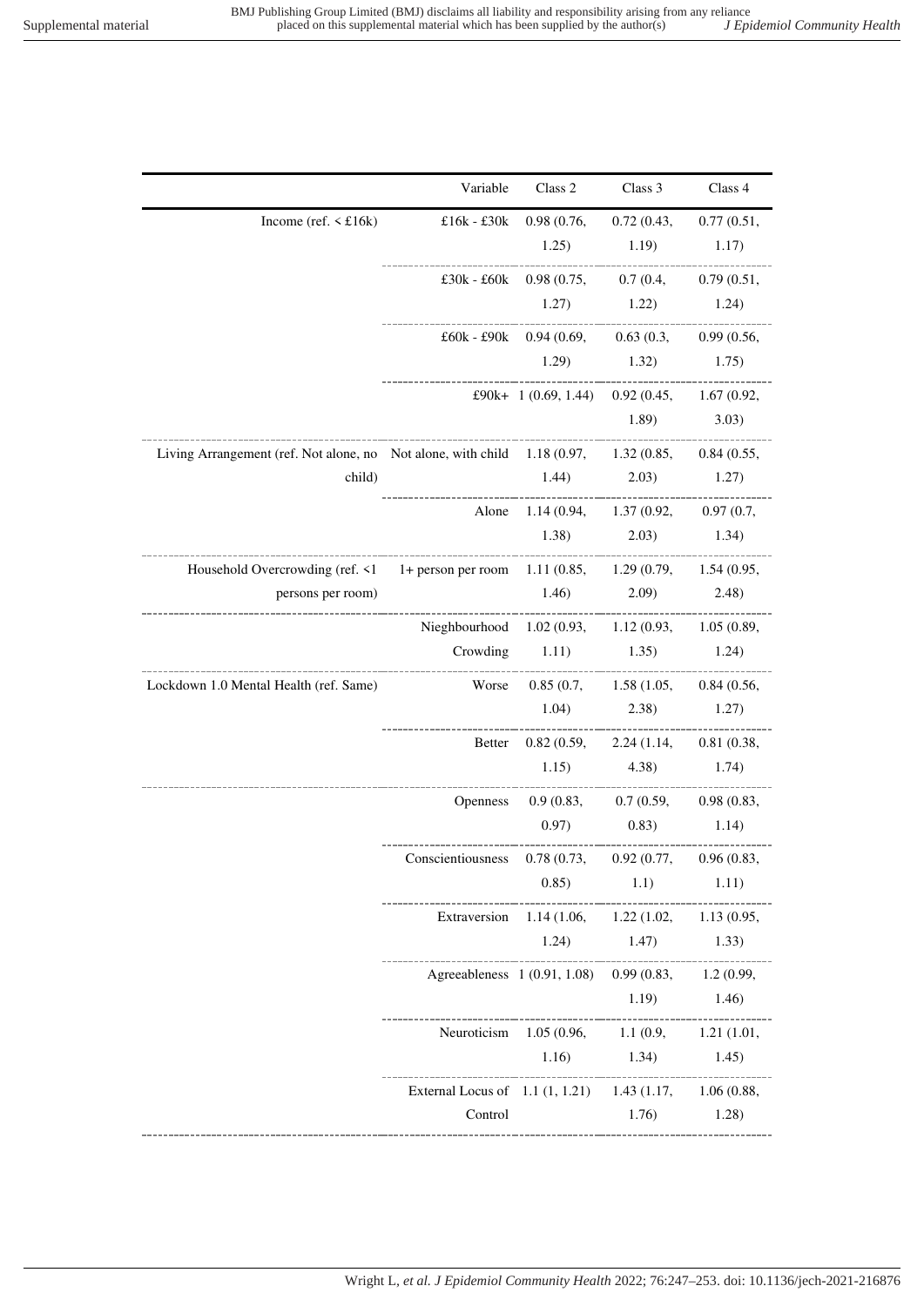| | Variable | Class 2 | Class 3 | Class 4 |
|---|---|---|---|---|
| Income (ref. < £16k) | £16k - £30k | 0.98 (0.76, 1.25) | 0.72 (0.43, 1.19) | 0.77 (0.51, 1.17) |
| | £30k - £60k | 0.98 (0.75, 1.27) | 0.7 (0.4, 1.22) | 0.79 (0.51, 1.24) |
| | £60k - £90k | 0.94 (0.69, 1.29) | 0.63 (0.3, 1.32) | 0.99 (0.56, 1.75) |
| | £90k+ | 1 (0.69, 1.44) | 0.92 (0.45, 1.89) | 1.67 (0.92, 3.03) |
| Living Arrangement (ref. Not alone, no child) | Not alone, with child | 1.18 (0.97, 1.44) | 1.32 (0.85, 2.03) | 0.84 (0.55, 1.27) |
| | Alone | 1.14 (0.94, 1.38) | 1.37 (0.92, 2.03) | 0.97 (0.7, 1.34) |
| Household Overcrowding (ref. <1 persons per room) | 1+ person per room | 1.11 (0.85, 1.46) | 1.29 (0.79, 2.09) | 1.54 (0.95, 2.48) |
| | Nieghbourhood Crowding | 1.02 (0.93, 1.11) | 1.12 (0.93, 1.35) | 1.05 (0.89, 1.24) |
| Lockdown 1.0 Mental Health (ref. Same) | Worse | 0.85 (0.7, 1.04) | 1.58 (1.05, 2.38) | 0.84 (0.56, 1.27) |
| | Better | 0.82 (0.59, 1.15) | 2.24 (1.14, 4.38) | 0.81 (0.38, 1.74) |
| | Openness | 0.9 (0.83, 0.97) | 0.7 (0.59, 0.83) | 0.98 (0.83, 1.14) |
| | Conscientiousness | 0.78 (0.73, 0.85) | 0.92 (0.77, 1.1) | 0.96 (0.83, 1.11) |
| | Extraversion | 1.14 (1.06, 1.24) | 1.22 (1.02, 1.47) | 1.13 (0.95, 1.33) |
| | Agreeableness | 1 (0.91, 1.08) | 0.99 (0.83, 1.19) | 1.2 (0.99, 1.46) |
| | Neuroticism | 1.05 (0.96, 1.16) | 1.1 (0.9, 1.34) | 1.21 (1.01, 1.45) |
| | External Locus of Control | 1.1 (1, 1.21) | 1.43 (1.17, 1.76) | 1.06 (0.88, 1.28) |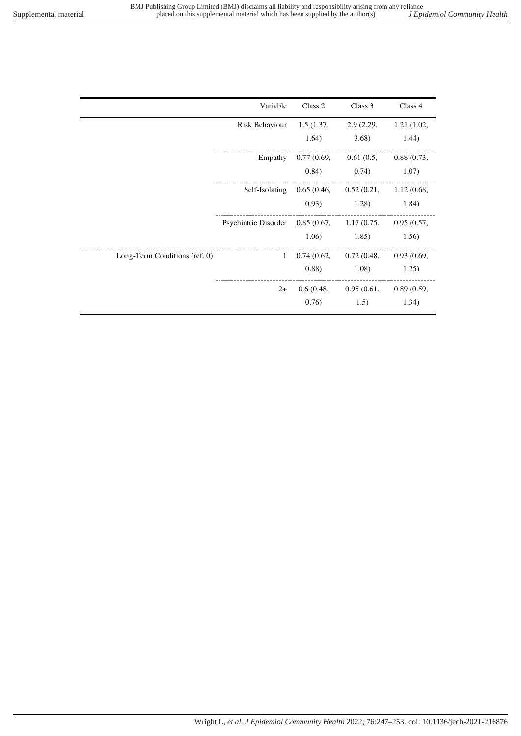| | Variable | Class 2 | Class 3 | Class 4 |
|---|---|---|---|---|
| | Risk Behaviour | 1.5 (1.37, 1.64) | 2.9 (2.29, 3.68) | 1.21 (1.02, 1.44) |
| | Empathy | 0.77 (0.69, 0.84) | 0.61 (0.5, 0.74) | 0.88 (0.73, 1.07) |
| | Self-Isolating | 0.65 (0.46, 0.93) | 0.52 (0.21, 1.28) | 1.12 (0.68, 1.84) |
| | Psychiatric Disorder | 0.85 (0.67, 1.06) | 1.17 (0.75, 1.85) | 0.95 (0.57, 1.56) |
| Long-Term Conditions (ref. 0) | 1 | 0.74 (0.62, 0.88) | 0.72 (0.48, 1.08) | 0.93 (0.69, 1.25) |
| | 2+ | 0.6 (0.48, 0.76) | 0.95 (0.61, 1.5) | 0.89 (0.59, 1.34) |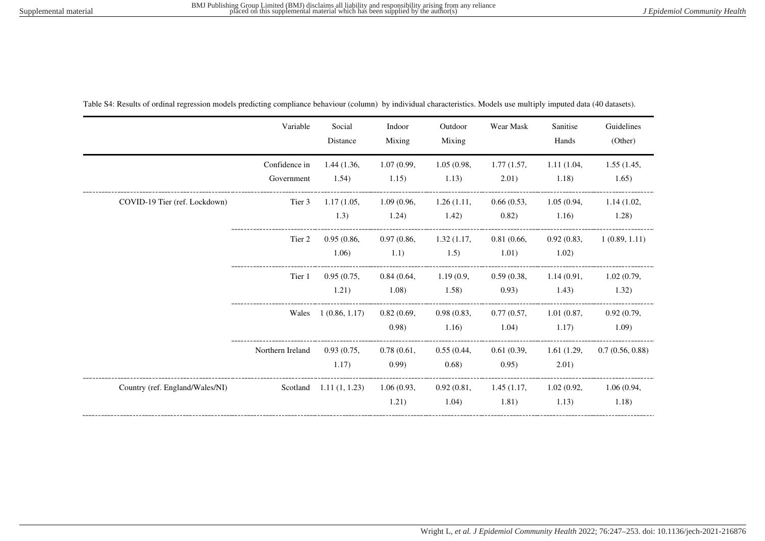Table S4: Results of ordinal regression models predicting compliance behaviour (column) by individual characteristics. Models use multiply imputed data (40 datasets).

| | Variable | Social Distance | Indoor Mixing | Outdoor Mixing | Wear Mask | Sanitise Hands | Guidelines (Other) |
|---|---|---|---|---|---|---|---|
| | Confidence in Government | 1.44 (1.36, 1.54) | 1.07 (0.99, 1.15) | 1.05 (0.98, 1.13) | 1.77 (1.57, 2.01) | 1.11 (1.04, 1.18) | 1.55 (1.45, 1.65) |
| COVID-19 Tier (ref. Lockdown) | Tier 3 | 1.17 (1.05, 1.3) | 1.09 (0.96, 1.24) | 1.26 (1.11, 1.42) | 0.66 (0.53, 0.82) | 1.05 (0.94, 1.16) | 1.14 (1.02, 1.28) |
| | Tier 2 | 0.95 (0.86, 1.06) | 0.97 (0.86, 1.1) | 1.32 (1.17, 1.5) | 0.81 (0.66, 1.01) | 0.92 (0.83, 1.02) | 1 (0.89, 1.11) |
| | Tier 1 | 0.95 (0.75, 1.21) | 0.84 (0.64, 1.08) | 1.19 (0.9, 1.58) | 0.59 (0.38, 0.93) | 1.14 (0.91, 1.43) | 1.02 (0.79, 1.32) |
| | Wales | 1 (0.86, 1.17) | 0.82 (0.69, 0.98) | 0.98 (0.83, 1.16) | 0.77 (0.57, 1.04) | 1.01 (0.87, 1.17) | 0.92 (0.79, 1.09) |
| | Northern Ireland | 0.93 (0.75, 1.17) | 0.78 (0.61, 0.99) | 0.55 (0.44, 0.68) | 0.61 (0.39, 0.95) | 1.61 (1.29, 2.01) | 0.7 (0.56, 0.88) |
| Country (ref. England/Wales/NI) | Scotland | 1.11 (1, 1.23) | 1.06 (0.93, 1.21) | 0.92 (0.81, 1.04) | 1.45 (1.17, 1.81) | 1.02 (0.92, 1.13) | 1.06 (0.94, 1.18) |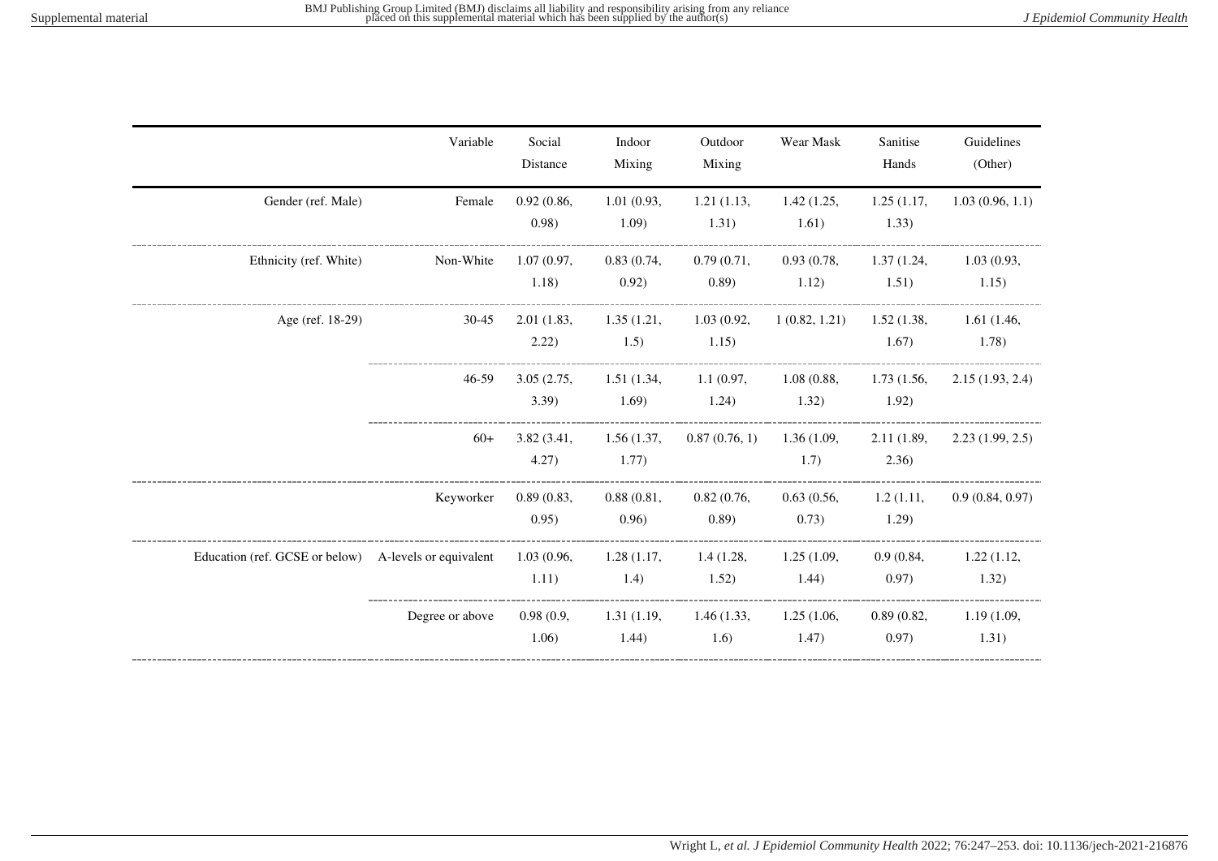| | Variable | Social Distance | Indoor Mixing | Outdoor Mixing | Wear Mask | Sanitise Hands | Guidelines (Other) |
|---|---|---|---|---|---|---|---|
| Gender (ref. Male) | Female | 0.92 (0.86, 0.98) | 1.01 (0.93, 1.09) | 1.21 (1.13, 1.31) | 1.42 (1.25, 1.61) | 1.25 (1.17, 1.33) | 1.03 (0.96, 1.1) |
| Ethnicity (ref. White) | Non-White | 1.07 (0.97, 1.18) | 0.83 (0.74, 0.92) | 0.79 (0.71, 0.89) | 0.93 (0.78, 1.12) | 1.37 (1.24, 1.51) | 1.03 (0.93, 1.15) |
| Age (ref. 18-29) | 30-45 | 2.01 (1.83, 2.22) | 1.35 (1.21, 1.5) | 1.03 (0.92, 1.15) | 1 (0.82, 1.21) | 1.52 (1.38, 1.67) | 1.61 (1.46, 1.78) |
| | 46-59 | 3.05 (2.75, 3.39) | 1.51 (1.34, 1.69) | 1.1 (0.97, 1.24) | 1.08 (0.88, 1.32) | 1.73 (1.56, 1.92) | 2.15 (1.93, 2.4) |
| | 60+ | 3.82 (3.41, 4.27) | 1.56 (1.37, 1.77) | 0.87 (0.76, 1) | 1.36 (1.09, 1.7) | 2.11 (1.89, 2.36) | 2.23 (1.99, 2.5) |
| | Keyworker | 0.89 (0.83, 0.95) | 0.88 (0.81, 0.96) | 0.82 (0.76, 0.89) | 0.63 (0.56, 0.73) | 1.2 (1.11, 1.29) | 0.9 (0.84, 0.97) |
| Education (ref. GCSE or below) | A-levels or equivalent | 1.03 (0.96, 1.11) | 1.28 (1.17, 1.4) | 1.4 (1.28, 1.52) | 1.25 (1.09, 1.44) | 0.9 (0.84, 0.97) | 1.22 (1.12, 1.32) |
| | Degree or above | 0.98 (0.9, 1.06) | 1.31 (1.19, 1.44) | 1.46 (1.33, 1.6) | 1.25 (1.06, 1.47) | 0.89 (0.82, 0.97) | 1.19 (1.09, 1.31) |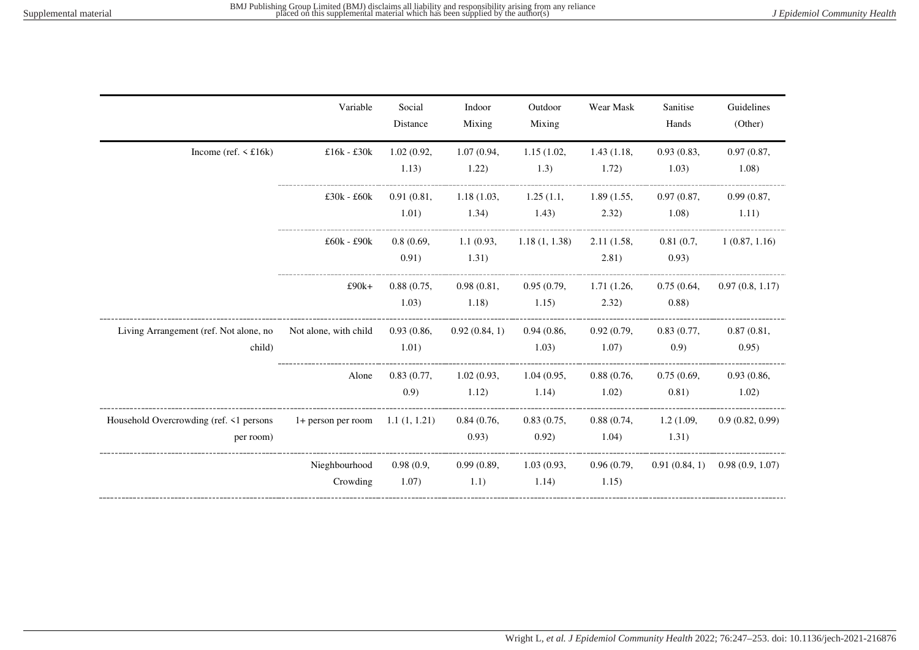| | Variable | Social Distance | Indoor Mixing | Outdoor Mixing | Wear Mask | Sanitise Hands | Guidelines (Other) |
|---|---|---|---|---|---|---|---|
| Income (ref. < £16k) | £16k - £30k | 1.02 (0.92, 1.13) | 1.07 (0.94, 1.22) | 1.15 (1.02, 1.3) | 1.43 (1.18, 1.72) | 0.93 (0.83, 1.03) | 0.97 (0.87, 1.08) |
| | £30k - £60k | 0.91 (0.81, 1.01) | 1.18 (1.03, 1.34) | 1.25 (1.1, 1.43) | 1.89 (1.55, 2.32) | 0.97 (0.87, 1.08) | 0.99 (0.87, 1.11) |
| | £60k - £90k | 0.8 (0.69, 0.91) | 1.1 (0.93, 1.31) | 1.18 (1, 1.38) | 2.11 (1.58, 2.81) | 0.81 (0.7, 0.93) | 1 (0.87, 1.16) |
| | £90k+ | 0.88 (0.75, 1.03) | 0.98 (0.81, 1.18) | 0.95 (0.79, 1.15) | 1.71 (1.26, 2.32) | 0.75 (0.64, 0.88) | 0.97 (0.8, 1.17) |
| Living Arrangement (ref. Not alone, no child) | Not alone, with child | 0.93 (0.86, 1.01) | 0.92 (0.84, 1) | 0.94 (0.86, 1.03) | 0.92 (0.79, 1.07) | 0.83 (0.77, 0.9) | 0.87 (0.81, 0.95) |
| | Alone | 0.83 (0.77, 0.9) | 1.02 (0.93, 1.12) | 1.04 (0.95, 1.14) | 0.88 (0.76, 1.02) | 0.75 (0.69, 0.81) | 0.93 (0.86, 1.02) |
| Household Overcrowding (ref. <1 persons per room) | 1+ person per room | 1.1 (1, 1.21) | 0.84 (0.76, 0.93) | 0.83 (0.75, 0.92) | 0.88 (0.74, 1.04) | 1.2 (1.09, 1.31) | 0.9 (0.82, 0.99) |
| | Nieghbourhood Crowding | 0.98 (0.9, 1.07) | 0.99 (0.89, 1.1) | 1.03 (0.93, 1.14) | 0.96 (0.79, 1.15) | 0.91 (0.84, 1) | 0.98 (0.9, 1.07) |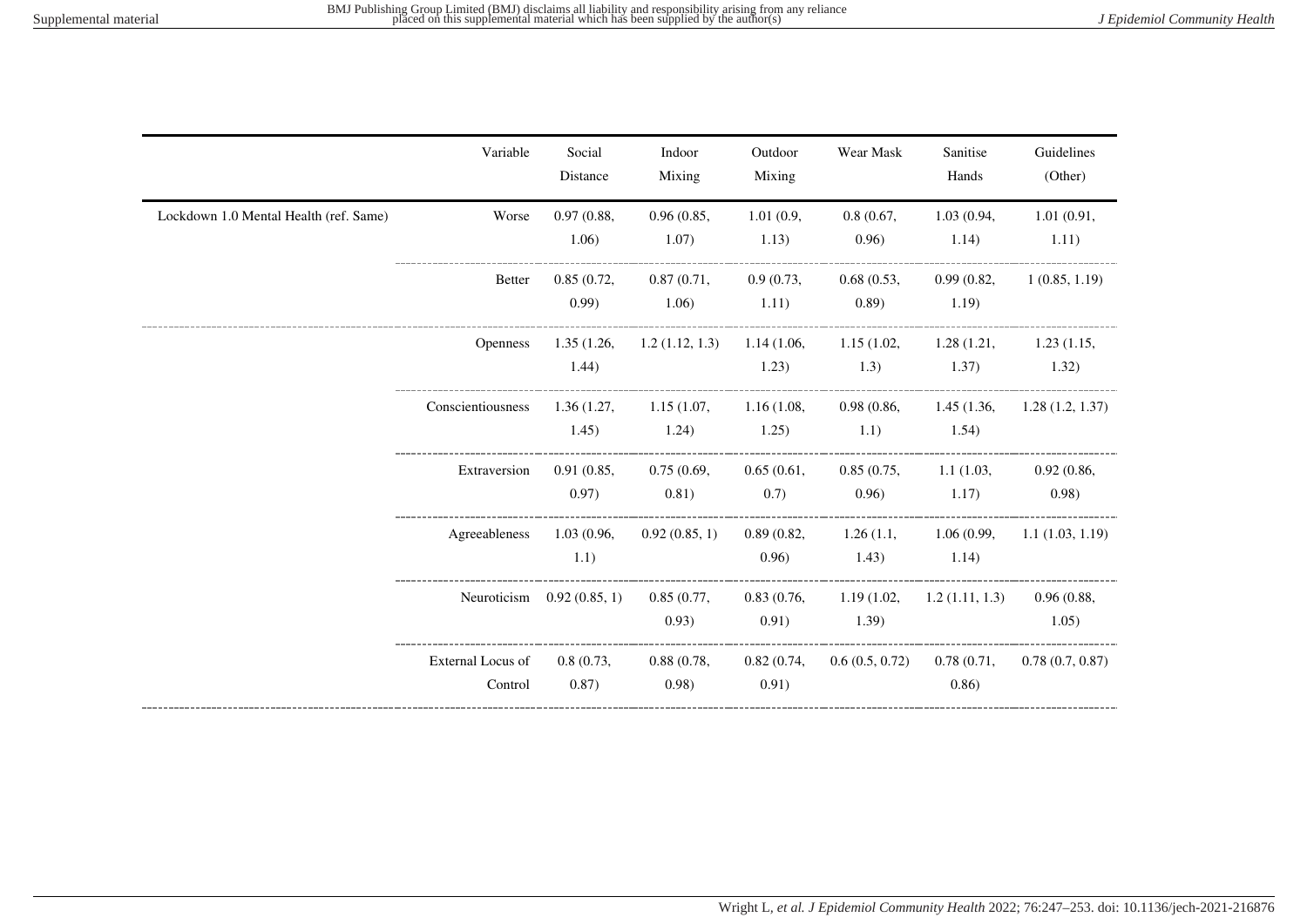| | Variable | Social Distance | Indoor Mixing | Outdoor Mixing | Wear Mask | Sanitise Hands | Guidelines (Other) |
|---|---|---|---|---|---|---|---|
| Lockdown 1.0 Mental Health (ref. Same) | Worse | 0.97 (0.88, 1.06) | 0.96 (0.85, 1.07) | 1.01 (0.9, 1.13) | 0.8 (0.67, 0.96) | 1.03 (0.94, 1.14) | 1.01 (0.91, 1.11) |
| | Better | 0.85 (0.72, 0.99) | 0.87 (0.71, 1.06) | 0.9 (0.73, 1.11) | 0.68 (0.53, 0.89) | 0.99 (0.82, 1.19) | 1 (0.85, 1.19) |
| | Openness | 1.35 (1.26, 1.44) | 1.2 (1.12, 1.3) | 1.14 (1.06, 1.23) | 1.15 (1.02, 1.3) | 1.28 (1.21, 1.37) | 1.23 (1.15, 1.32) |
| | Conscientiousness | 1.36 (1.27, 1.45) | 1.15 (1.07, 1.24) | 1.16 (1.08, 1.25) | 0.98 (0.86, 1.1) | 1.45 (1.36, 1.54) | 1.28 (1.2, 1.37) |
| | Extraversion | 0.91 (0.85, 0.97) | 0.75 (0.69, 0.81) | 0.65 (0.61, 0.7) | 0.85 (0.75, 0.96) | 1.1 (1.03, 1.17) | 0.92 (0.86, 0.98) |
| | Agreeableness | 1.03 (0.96, 1.1) | 0.92 (0.85, 1) | 0.89 (0.82, 0.96) | 1.26 (1.1, 1.43) | 1.06 (0.99, 1.14) | 1.1 (1.03, 1.19) |
| | Neuroticism | 0.92 (0.85, 1) | 0.85 (0.77, 0.93) | 0.83 (0.76, 0.91) | 1.19 (1.02, 1.39) | 1.2 (1.11, 1.3) | 0.96 (0.88, 1.05) |
| | External Locus of Control | 0.8 (0.73, 0.87) | 0.88 (0.78, 0.98) | 0.82 (0.74, 0.91) | 0.6 (0.5, 0.72) | 0.78 (0.71, 0.86) | 0.78 (0.7, 0.87) |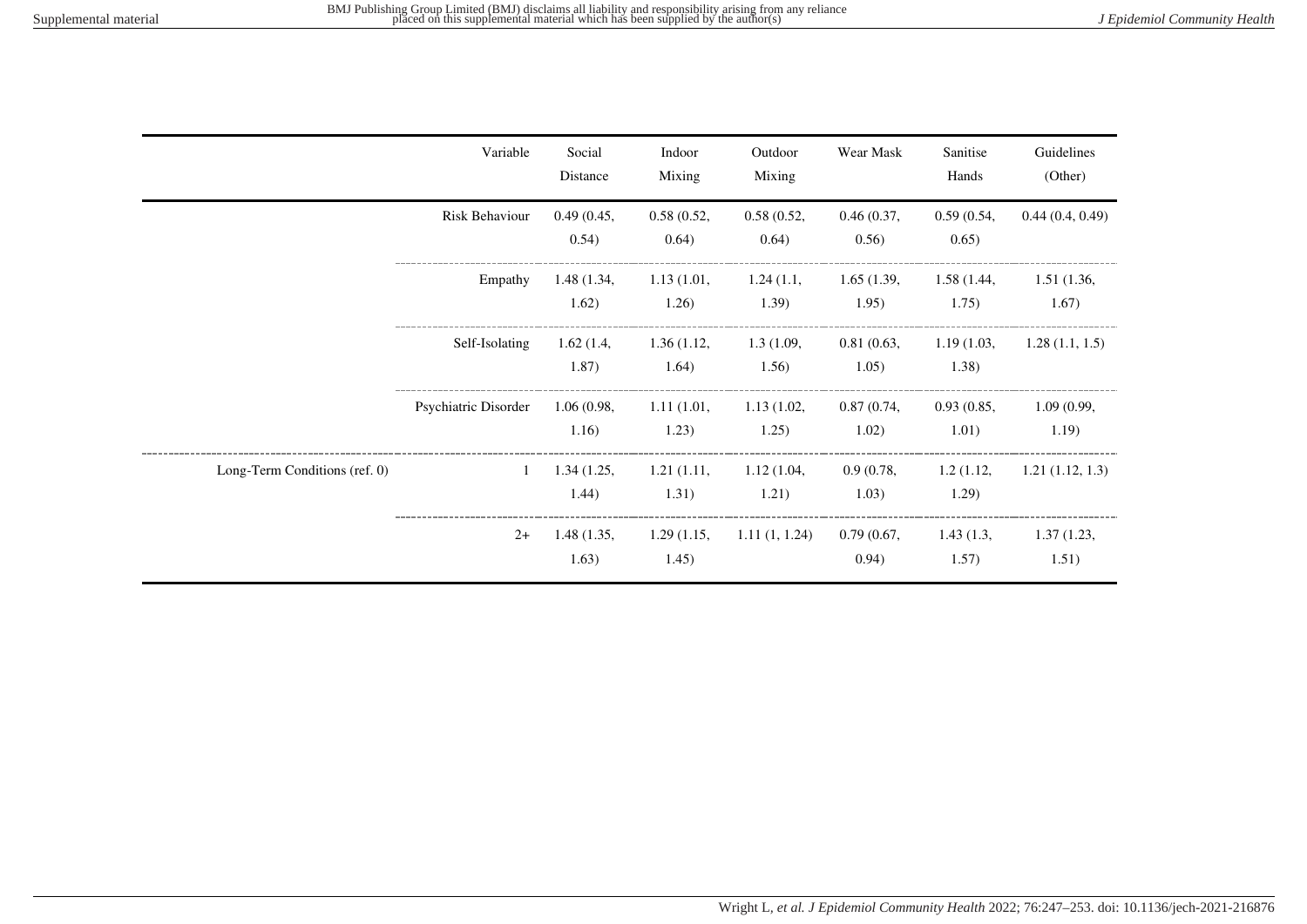| | Variable | Social Distance | Indoor Mixing | Outdoor Mixing | Wear Mask | Sanitise Hands | Guidelines (Other) |
|---|---|---|---|---|---|---|---|
| | Risk Behaviour | 0.49 (0.45, 0.54) | 0.58 (0.52, 0.64) | 0.58 (0.52, 0.64) | 0.46 (0.37, 0.56) | 0.59 (0.54, 0.65) | 0.44 (0.4, 0.49) |
| | Empathy | 1.48 (1.34, 1.62) | 1.13 (1.01, 1.26) | 1.24 (1.1, 1.39) | 1.65 (1.39, 1.95) | 1.58 (1.44, 1.75) | 1.51 (1.36, 1.67) |
| | Self-Isolating | 1.62 (1.4, 1.87) | 1.36 (1.12, 1.64) | 1.3 (1.09, 1.56) | 0.81 (0.63, 1.05) | 1.19 (1.03, 1.38) | 1.28 (1.1, 1.5) |
| | Psychiatric Disorder | 1.06 (0.98, 1.16) | 1.11 (1.01, 1.23) | 1.13 (1.02, 1.25) | 0.87 (0.74, 1.02) | 0.93 (0.85, 1.01) | 1.09 (0.99, 1.19) |
| Long-Term Conditions (ref. 0) | 1 | 1.34 (1.25, 1.44) | 1.21 (1.11, 1.31) | 1.12 (1.04, 1.21) | 0.9 (0.78, 1.03) | 1.2 (1.12, 1.29) | 1.21 (1.12, 1.3) |
| | 2+ | 1.48 (1.35, 1.63) | 1.29 (1.15, 1.45) | 1.11 (1, 1.24) | 0.79 (0.67, 0.94) | 1.43 (1.3, 1.57) | 1.37 (1.23, 1.51) |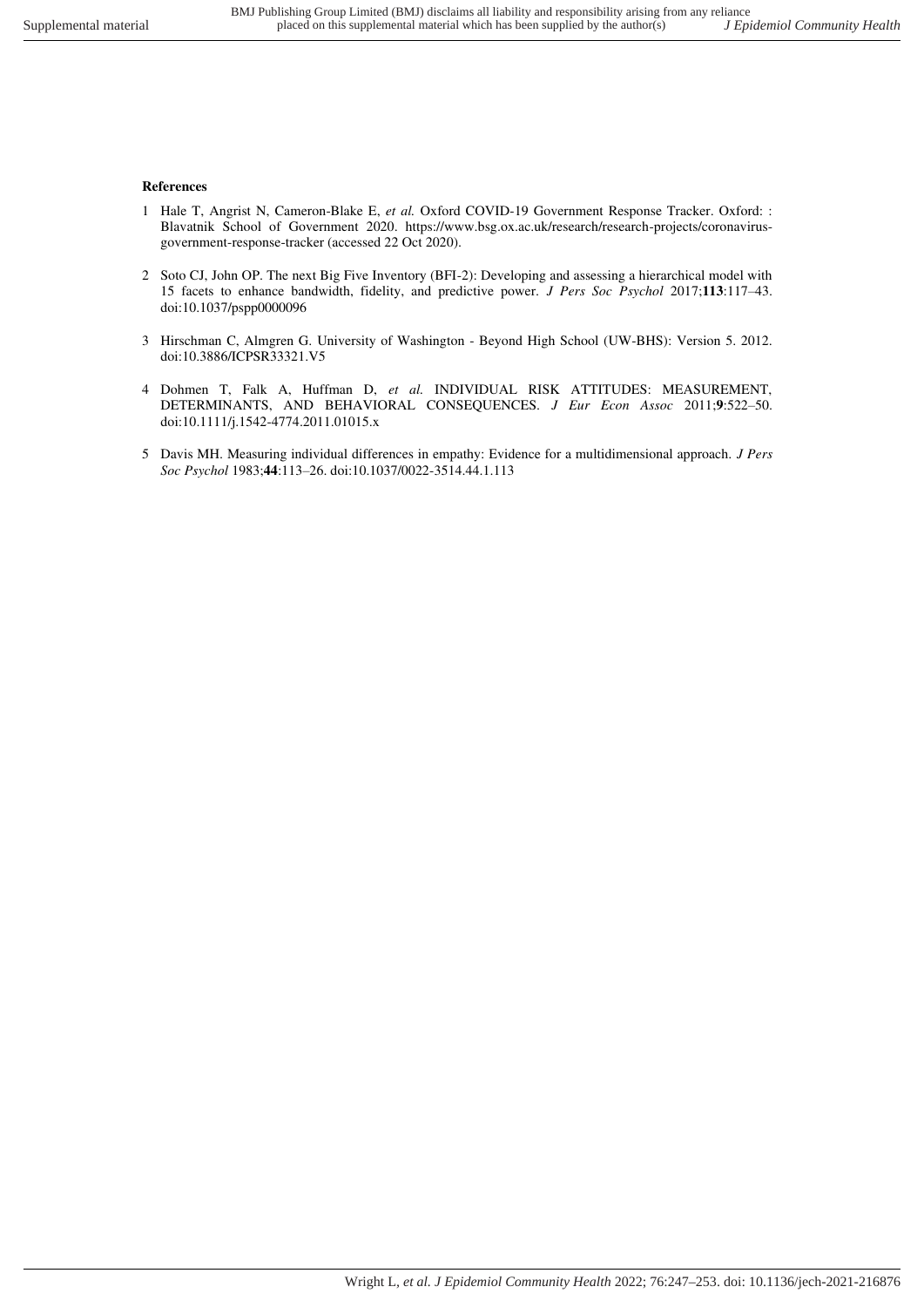**References**

1 Hale T, Angrist N, Cameron-Blake E, *et al.* Oxford COVID-19 Government Response Tracker. Oxford: : Blavatnik School of Government 2020. https://www.bsg.ox.ac.uk/research/research-projects/coronavirus-government-response-tracker (accessed 22 Oct 2020).

2 Soto CJ, John OP. The next Big Five Inventory (BFI-2): Developing and assessing a hierarchical model with 15 facets to enhance bandwidth, fidelity, and predictive power. *J Pers Soc Psychol* 2017;**113**:117–43. doi:10.1037/pspp0000096

3 Hirschman C, Almgren G. University of Washington - Beyond High School (UW-BHS): Version 5. 2012. doi:10.3886/ICPSR33321.V5

4 Dohmen T, Falk A, Huffman D, *et al.* INDIVIDUAL RISK ATTITUDES: MEASUREMENT, DETERMINANTS, AND BEHAVIORAL CONSEQUENCES. *J Eur Econ Assoc* 2011;**9**:522–50. doi:10.1111/j.1542-4774.2011.01015.x

5 Davis MH. Measuring individual differences in empathy: Evidence for a multidimensional approach. *J Pers Soc Psychol* 1983;**44**:113–26. doi:10.1037/0022-3514.44.1.113